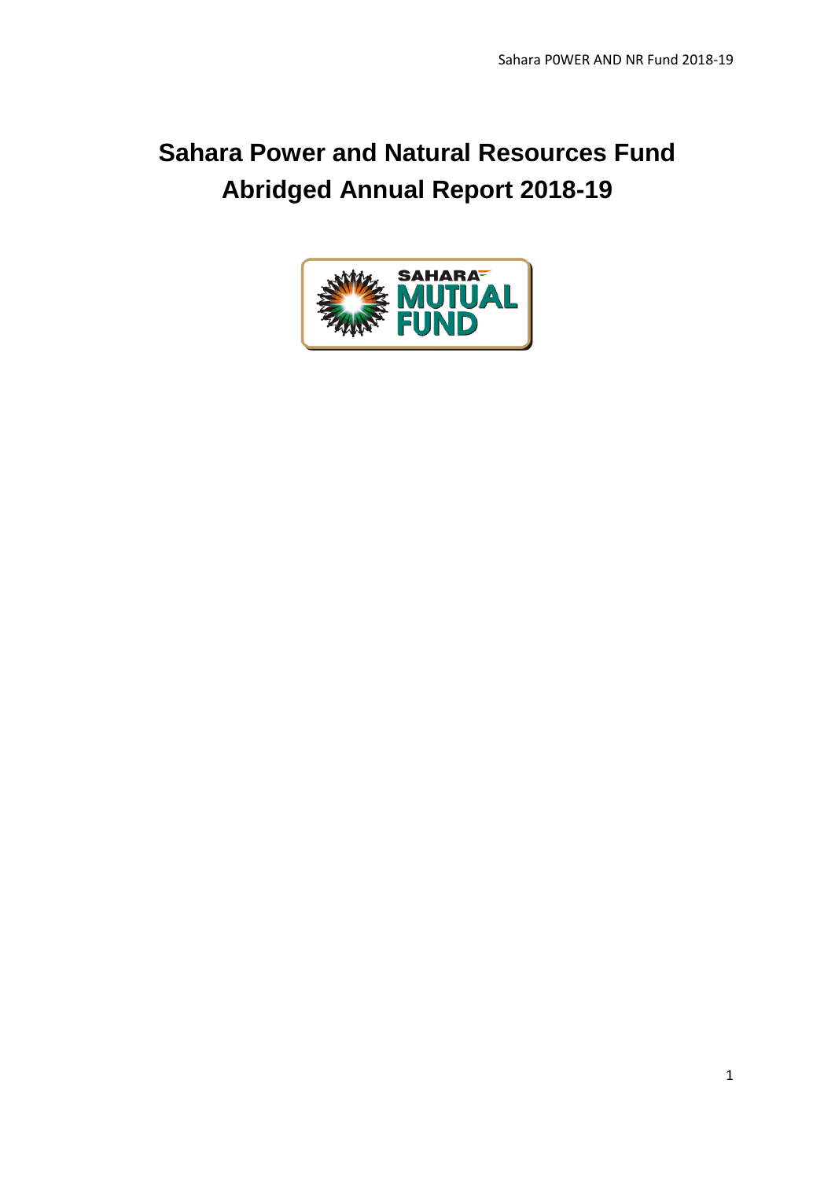# Sahara Power and Natural Resources Fund
# Abridged Annual Report 2018-19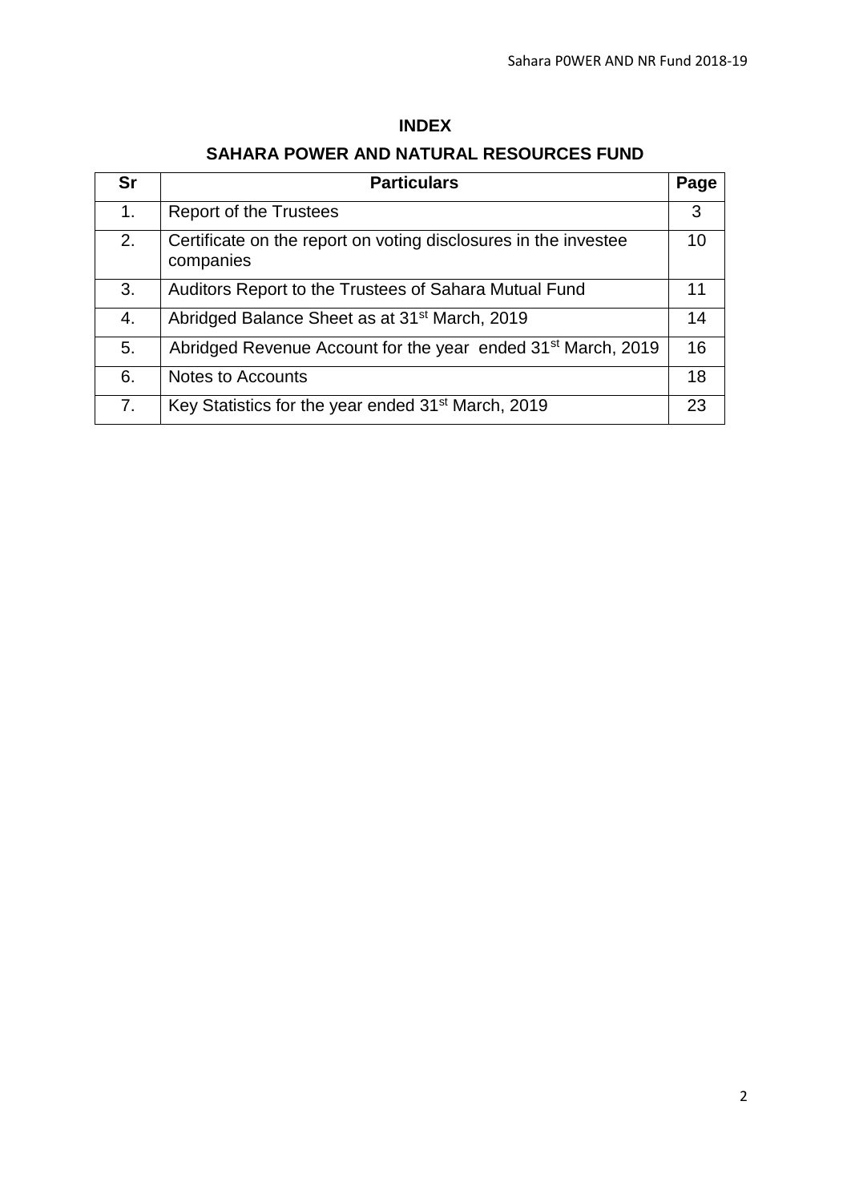# INDEX

## SAHARA POWER AND NATURAL RESOURCES FUND

| Sr | Particulars | Page |
|---|---|---|
| 1. | Report of the Trustees | 3 |
| 2. | Certificate on the report on voting disclosures in the investee companies | 10 |
| 3. | Auditors Report to the Trustees of Sahara Mutual Fund | 11 |
| 4. | Abridged Balance Sheet as at 31st March, 2019 | 14 |
| 5. | Abridged Revenue Account for the year ended 31st March, 2019 | 16 |
| 6. | Notes to Accounts | 18 |
| 7. | Key Statistics for the year ended 31st March, 2019 | 23 |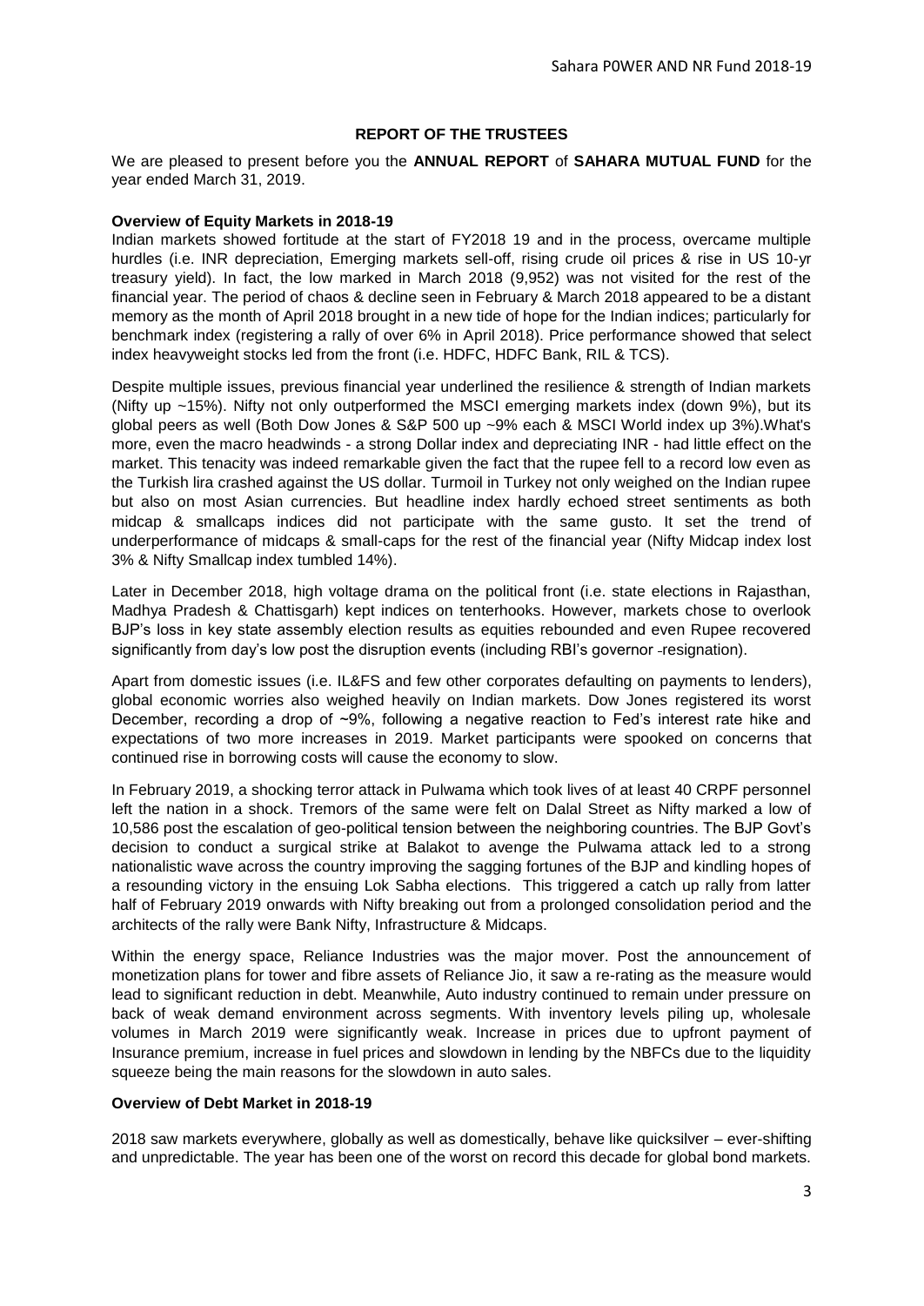## REPORT OF THE TRUSTEES

We are pleased to present before you the **ANNUAL REPORT** of **SAHARA MUTUAL FUND** for the year ended March 31, 2019.

### Overview of Equity Markets in 2018-19

Indian markets showed fortitude at the start of FY2018 19 and in the process, overcame multiple hurdles (i.e. INR depreciation, Emerging markets sell-off, rising crude oil prices & rise in US 10-yr treasury yield). In fact, the low marked in March 2018 (9,952) was not visited for the rest of the financial year. The period of chaos & decline seen in February & March 2018 appeared to be a distant memory as the month of April 2018 brought in a new tide of hope for the Indian indices; particularly for benchmark index (registering a rally of over 6% in April 2018). Price performance showed that select index heavyweight stocks led from the front (i.e. HDFC, HDFC Bank, RIL & TCS).

Despite multiple issues, previous financial year underlined the resilience & strength of Indian markets (Nifty up ~15%). Nifty not only outperformed the MSCI emerging markets index (down 9%), but its global peers as well (Both Dow Jones & S&P 500 up ~9% each & MSCI World index up 3%).What's more, even the macro headwinds - a strong Dollar index and depreciating INR - had little effect on the market. This tenacity was indeed remarkable given the fact that the rupee fell to a record low even as the Turkish lira crashed against the US dollar. Turmoil in Turkey not only weighed on the Indian rupee but also on most Asian currencies. But headline index hardly echoed street sentiments as both midcap & smallcaps indices did not participate with the same gusto. It set the trend of underperformance of midcaps & small-caps for the rest of the financial year (Nifty Midcap index lost 3% & Nifty Smallcap index tumbled 14%).

Later in December 2018, high voltage drama on the political front (i.e. state elections in Rajasthan, Madhya Pradesh & Chattisgarh) kept indices on tenterhooks. However, markets chose to overlook BJP's loss in key state assembly election results as equities rebounded and even Rupee recovered significantly from day's low post the disruption events (including RBI's governor resignation).

Apart from domestic issues (i.e. IL&FS and few other corporates defaulting on payments to lenders), global economic worries also weighed heavily on Indian markets. Dow Jones registered its worst December, recording a drop of ~9%, following a negative reaction to Fed's interest rate hike and expectations of two more increases in 2019. Market participants were spooked on concerns that continued rise in borrowing costs will cause the economy to slow.

In February 2019, a shocking terror attack in Pulwama which took lives of at least 40 CRPF personnel left the nation in a shock. Tremors of the same were felt on Dalal Street as Nifty marked a low of 10,586 post the escalation of geo-political tension between the neighboring countries. The BJP Govt's decision to conduct a surgical strike at Balakot to avenge the Pulwama attack led to a strong nationalistic wave across the country improving the sagging fortunes of the BJP and kindling hopes of a resounding victory in the ensuing Lok Sabha elections. This triggered a catch up rally from latter half of February 2019 onwards with Nifty breaking out from a prolonged consolidation period and the architects of the rally were Bank Nifty, Infrastructure & Midcaps.

Within the energy space, Reliance Industries was the major mover. Post the announcement of monetization plans for tower and fibre assets of Reliance Jio, it saw a re-rating as the measure would lead to significant reduction in debt. Meanwhile, Auto industry continued to remain under pressure on back of weak demand environment across segments. With inventory levels piling up, wholesale volumes in March 2019 were significantly weak. Increase in prices due to upfront payment of Insurance premium, increase in fuel prices and slowdown in lending by the NBFCs due to the liquidity squeeze being the main reasons for the slowdown in auto sales.

### Overview of Debt Market in 2018-19

2018 saw markets everywhere, globally as well as domestically, behave like quicksilver – ever-shifting and unpredictable. The year has been one of the worst on record this decade for global bond markets.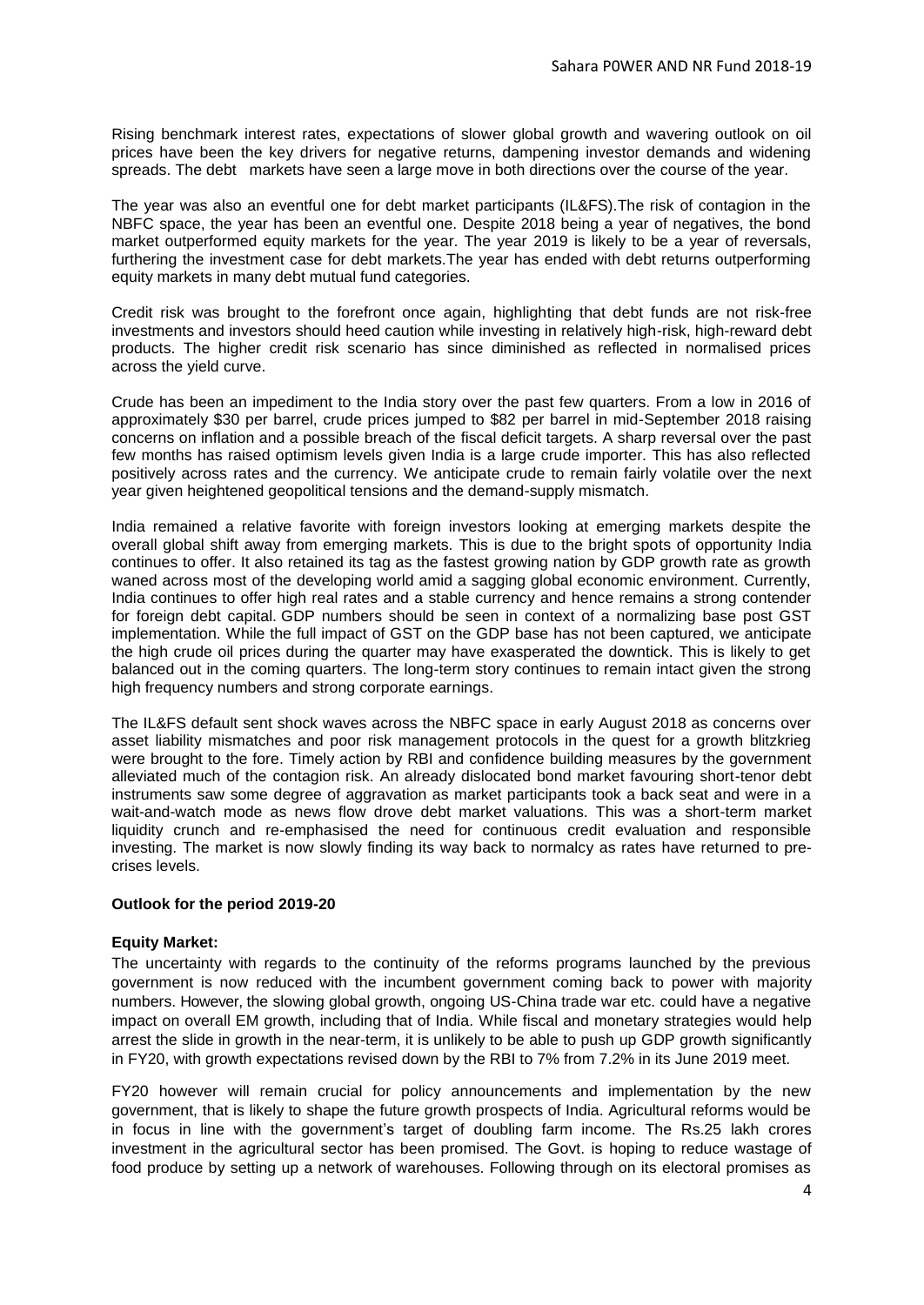Rising benchmark interest rates, expectations of slower global growth and wavering outlook on oil prices have been the key drivers for negative returns, dampening investor demands and widening spreads. The debt markets have seen a large move in both directions over the course of the year.

The year was also an eventful one for debt market participants (IL&FS).The risk of contagion in the NBFC space, the year has been an eventful one. Despite 2018 being a year of negatives, the bond market outperformed equity markets for the year. The year 2019 is likely to be a year of reversals, furthering the investment case for debt markets.The year has ended with debt returns outperforming equity markets in many debt mutual fund categories.

Credit risk was brought to the forefront once again, highlighting that debt funds are not risk-free investments and investors should heed caution while investing in relatively high-risk, high-reward debt products. The higher credit risk scenario has since diminished as reflected in normalised prices across the yield curve.

Crude has been an impediment to the India story over the past few quarters. From a low in 2016 of approximately $30 per barrel, crude prices jumped to $82 per barrel in mid-September 2018 raising concerns on inflation and a possible breach of the fiscal deficit targets. A sharp reversal over the past few months has raised optimism levels given India is a large crude importer. This has also reflected positively across rates and the currency. We anticipate crude to remain fairly volatile over the next year given heightened geopolitical tensions and the demand-supply mismatch.

India remained a relative favorite with foreign investors looking at emerging markets despite the overall global shift away from emerging markets. This is due to the bright spots of opportunity India continues to offer. It also retained its tag as the fastest growing nation by GDP growth rate as growth waned across most of the developing world amid a sagging global economic environment. Currently, India continues to offer high real rates and a stable currency and hence remains a strong contender for foreign debt capital. GDP numbers should be seen in context of a normalizing base post GST implementation. While the full impact of GST on the GDP base has not been captured, we anticipate the high crude oil prices during the quarter may have exasperated the downtick. This is likely to get balanced out in the coming quarters. The long-term story continues to remain intact given the strong high frequency numbers and strong corporate earnings.

The IL&FS default sent shock waves across the NBFC space in early August 2018 as concerns over asset liability mismatches and poor risk management protocols in the quest for a growth blitzkrieg were brought to the fore. Timely action by RBI and confidence building measures by the government alleviated much of the contagion risk. An already dislocated bond market favouring short-tenor debt instruments saw some degree of aggravation as market participants took a back seat and were in a wait-and-watch mode as news flow drove debt market valuations. This was a short-term market liquidity crunch and re-emphasised the need for continuous credit evaluation and responsible investing. The market is now slowly finding its way back to normalcy as rates have returned to pre-crises levels.

**Outlook for the period 2019-20**

**Equity Market:**

The uncertainty with regards to the continuity of the reforms programs launched by the previous government is now reduced with the incumbent government coming back to power with majority numbers. However, the slowing global growth, ongoing US-China trade war etc. could have a negative impact on overall EM growth, including that of India. While fiscal and monetary strategies would help arrest the slide in growth in the near-term, it is unlikely to be able to push up GDP growth significantly in FY20, with growth expectations revised down by the RBI to 7% from 7.2% in its June 2019 meet.

FY20 however will remain crucial for policy announcements and implementation by the new government, that is likely to shape the future growth prospects of India. Agricultural reforms would be in focus in line with the government's target of doubling farm income. The Rs.25 lakh crores investment in the agricultural sector has been promised. The Govt. is hoping to reduce wastage of food produce by setting up a network of warehouses. Following through on its electoral promises as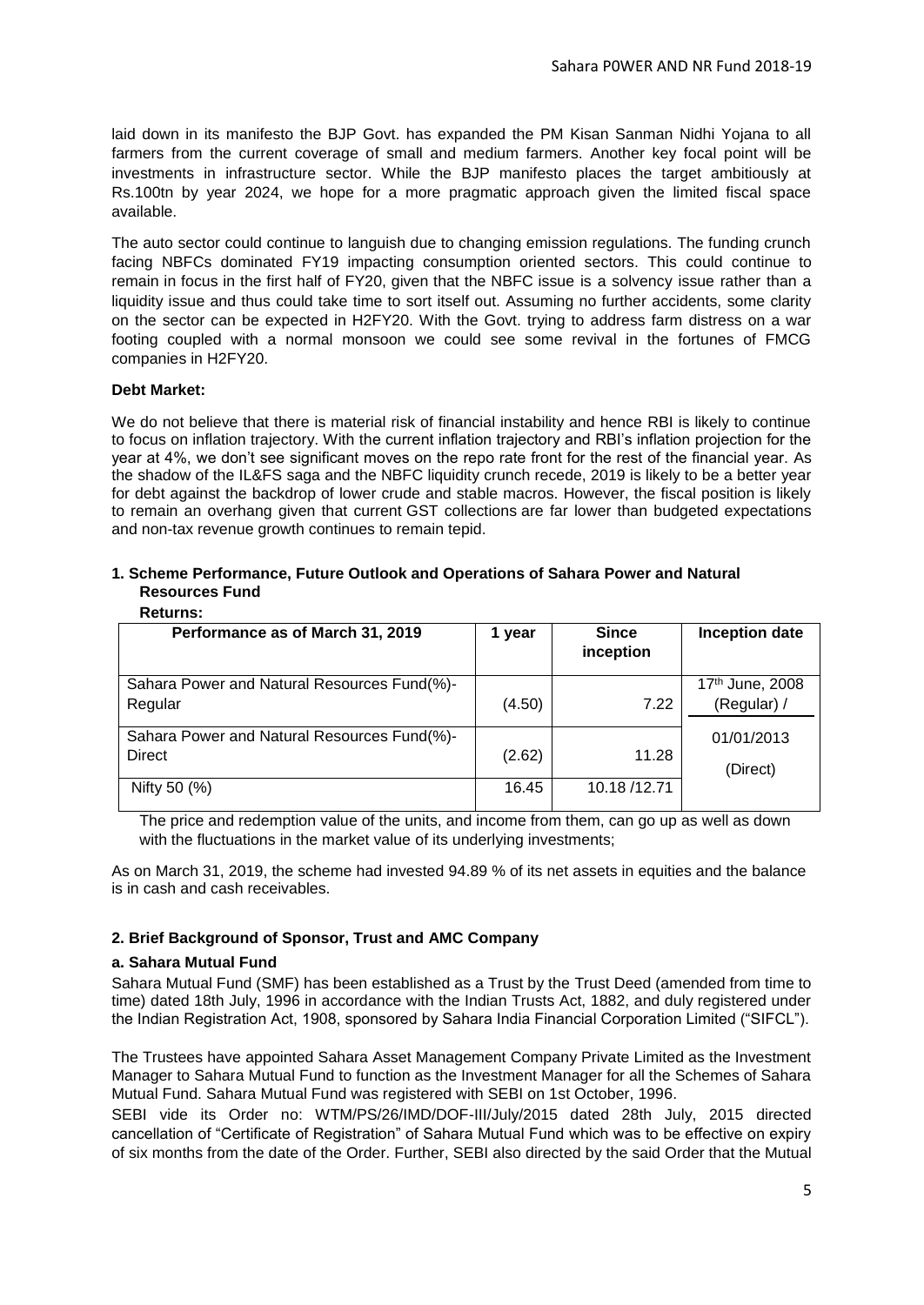laid down in its manifesto the BJP Govt. has expanded the PM Kisan Sanman Nidhi Yojana to all farmers from the current coverage of small and medium farmers. Another key focal point will be investments in infrastructure sector. While the BJP manifesto places the target ambitiously at Rs.100tn by year 2024, we hope for a more pragmatic approach given the limited fiscal space available.

The auto sector could continue to languish due to changing emission regulations. The funding crunch facing NBFCs dominated FY19 impacting consumption oriented sectors. This could continue to remain in focus in the first half of FY20, given that the NBFC issue is a solvency issue rather than a liquidity issue and thus could take time to sort itself out. Assuming no further accidents, some clarity on the sector can be expected in H2FY20. With the Govt. trying to address farm distress on a war footing coupled with a normal monsoon we could see some revival in the fortunes of FMCG companies in H2FY20.

**Debt Market:**

We do not believe that there is material risk of financial instability and hence RBI is likely to continue to focus on inflation trajectory. With the current inflation trajectory and RBI's inflation projection for the year at 4%, we don't see significant moves on the repo rate front for the rest of the financial year. As the shadow of the IL&FS saga and the NBFC liquidity crunch recede, 2019 is likely to be a better year for debt against the backdrop of lower crude and stable macros. However, the fiscal position is likely to remain an overhang given that current GST collections are far lower than budgeted expectations and non-tax revenue growth continues to remain tepid.

**1. Scheme Performance, Future Outlook and Operations of Sahara Power and Natural Resources Fund**

**Returns:**

| Performance as of March 31, 2019 | 1 year | Since inception | Inception date |
|---|---|---|---|
| Sahara Power and Natural Resources Fund(%)-Regular | (4.50) | 7.22 | 17th June, 2008 (Regular) / |
| Sahara Power and Natural Resources Fund(%)-Direct | (2.62) | 11.28 | 01/01/2013 (Direct) |
| Nifty 50 (%) | 16.45 | 10.18 /12.71 | |

The price and redemption value of the units, and income from them, can go up as well as down with the fluctuations in the market value of its underlying investments;

As on March 31, 2019, the scheme had invested 94.89 % of its net assets in equities and the balance is in cash and cash receivables.

**2. Brief Background of Sponsor, Trust and AMC Company**

**a. Sahara Mutual Fund**

Sahara Mutual Fund (SMF) has been established as a Trust by the Trust Deed (amended from time to time) dated 18th July, 1996 in accordance with the Indian Trusts Act, 1882, and duly registered under the Indian Registration Act, 1908, sponsored by Sahara India Financial Corporation Limited ("SIFCL").

The Trustees have appointed Sahara Asset Management Company Private Limited as the Investment Manager to Sahara Mutual Fund to function as the Investment Manager for all the Schemes of Sahara Mutual Fund. Sahara Mutual Fund was registered with SEBI on 1st October, 1996.

SEBI vide its Order no: WTM/PS/26/IMD/DOF-III/July/2015 dated 28th July, 2015 directed cancellation of "Certificate of Registration" of Sahara Mutual Fund which was to be effective on expiry of six months from the date of the Order. Further, SEBI also directed by the said Order that the Mutual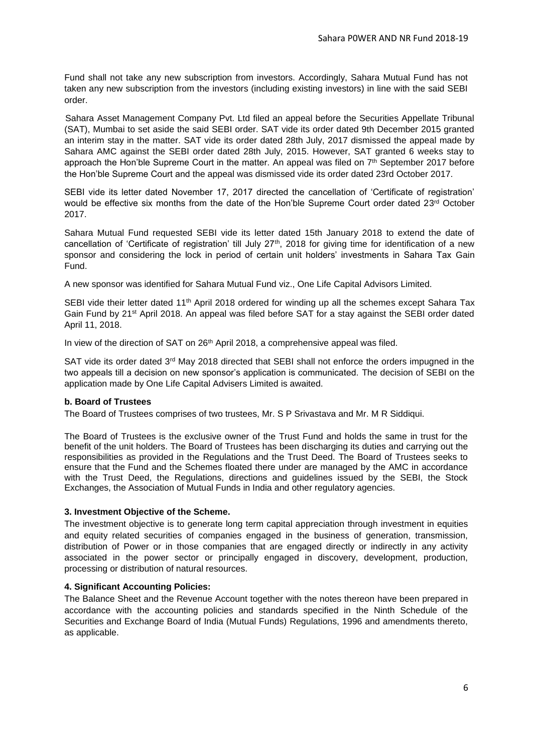Fund shall not take any new subscription from investors. Accordingly, Sahara Mutual Fund has not taken any new subscription from the investors (including existing investors) in line with the said SEBI order.

Sahara Asset Management Company Pvt. Ltd filed an appeal before the Securities Appellate Tribunal (SAT), Mumbai to set aside the said SEBI order. SAT vide its order dated 9th December 2015 granted an interim stay in the matter. SAT vide its order dated 28th July, 2017 dismissed the appeal made by Sahara AMC against the SEBI order dated 28th July, 2015. However, SAT granted 6 weeks stay to approach the Hon'ble Supreme Court in the matter. An appeal was filed on 7th September 2017 before the Hon'ble Supreme Court and the appeal was dismissed vide its order dated 23rd October 2017.

SEBI vide its letter dated November 17, 2017 directed the cancellation of 'Certificate of registration' would be effective six months from the date of the Hon'ble Supreme Court order dated 23rd October 2017.

Sahara Mutual Fund requested SEBI vide its letter dated 15th January 2018 to extend the date of cancellation of 'Certificate of registration' till July 27th, 2018 for giving time for identification of a new sponsor and considering the lock in period of certain unit holders' investments in Sahara Tax Gain Fund.

A new sponsor was identified for Sahara Mutual Fund viz., One Life Capital Advisors Limited.

SEBI vide their letter dated 11th April 2018 ordered for winding up all the schemes except Sahara Tax Gain Fund by 21st April 2018. An appeal was filed before SAT for a stay against the SEBI order dated April 11, 2018.

In view of the direction of SAT on 26th April 2018, a comprehensive appeal was filed.

SAT vide its order dated 3rd May 2018 directed that SEBI shall not enforce the orders impugned in the two appeals till a decision on new sponsor's application is communicated. The decision of SEBI on the application made by One Life Capital Advisers Limited is awaited.

**b. Board of Trustees**

The Board of Trustees comprises of two trustees, Mr. S P Srivastava and Mr. M R Siddiqui.

The Board of Trustees is the exclusive owner of the Trust Fund and holds the same in trust for the benefit of the unit holders. The Board of Trustees has been discharging its duties and carrying out the responsibilities as provided in the Regulations and the Trust Deed. The Board of Trustees seeks to ensure that the Fund and the Schemes floated there under are managed by the AMC in accordance with the Trust Deed, the Regulations, directions and guidelines issued by the SEBI, the Stock Exchanges, the Association of Mutual Funds in India and other regulatory agencies.

**3. Investment Objective of the Scheme.**

The investment objective is to generate long term capital appreciation through investment in equities and equity related securities of companies engaged in the business of generation, transmission, distribution of Power or in those companies that are engaged directly or indirectly in any activity associated in the power sector or principally engaged in discovery, development, production, processing or distribution of natural resources.

**4. Significant Accounting Policies:**

The Balance Sheet and the Revenue Account together with the notes thereon have been prepared in accordance with the accounting policies and standards specified in the Ninth Schedule of the Securities and Exchange Board of India (Mutual Funds) Regulations, 1996 and amendments thereto, as applicable.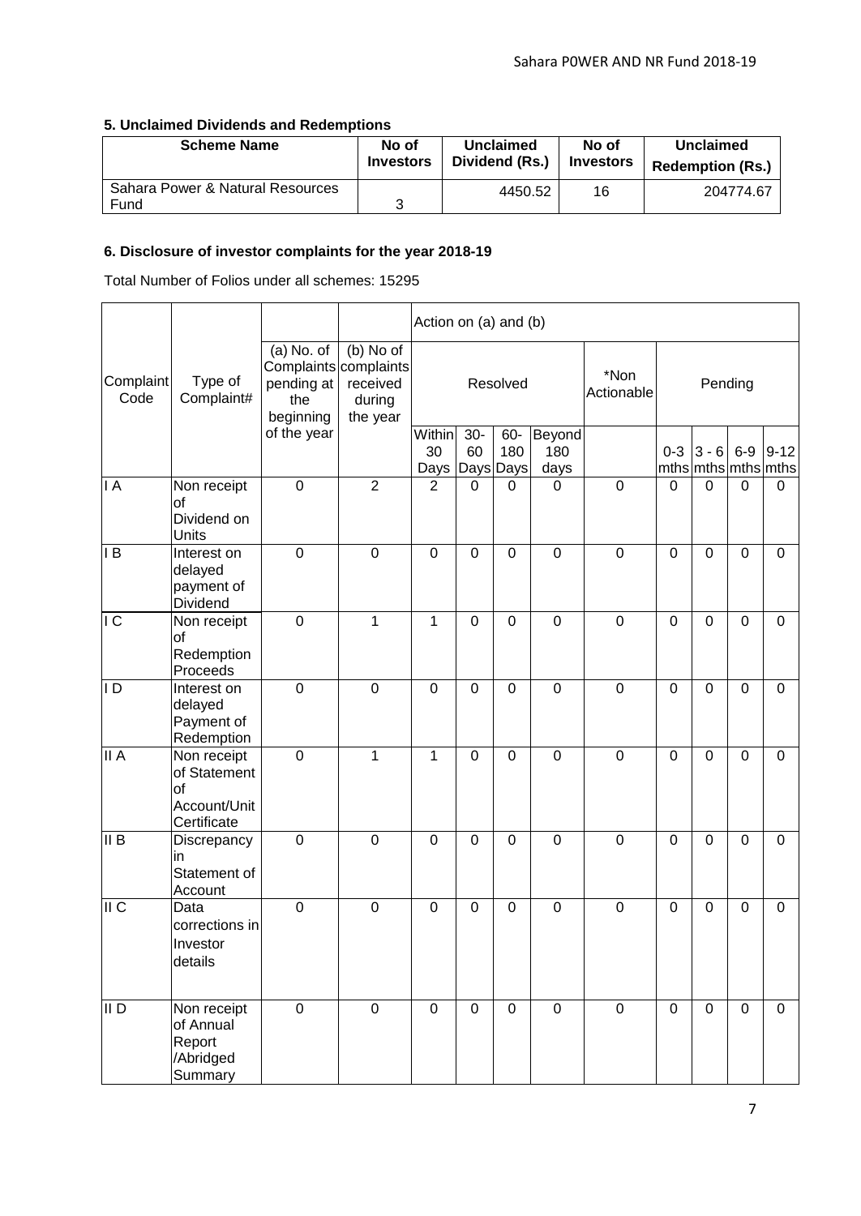### 5. Unclaimed Dividends and Redemptions

| Scheme Name | No of Investors | Unclaimed Dividend (Rs.) | No of Investors | Unclaimed Redemption (Rs.) |
|---|---|---|---|---|
| Sahara Power & Natural Resources Fund | 3 | 4450.52 | 16 | 204774.67 |

### 6. Disclosure of investor complaints for the year 2018-19

Total Number of Folios under all schemes: 15295

| Complaint Code | Type of Complaint# | (a) No. of Complaints pending at the beginning of the year | (b) No of complaints received during the year | Action on (a) and (b) | | | | | | | | |
|---|---|---|---|---|---|---|---|---|---|---|---|---|
| | | | | Resolved | | | | *Non Actionable | Pending | | | |
| | | | | Within 30 Days | 30-60 Days | 60-180 Days | Beyond 180 days | | 0-3 mths | 3 - 6 mths | 6-9 mths | 9-12 mths |
| I A | Non receipt of Dividend on Units | 0 | 2 | 2 | 0 | 0 | 0 | 0 | 0 | 0 | 0 | 0 |
| I B | Interest on delayed payment of Dividend | 0 | 0 | 0 | 0 | 0 | 0 | 0 | 0 | 0 | 0 | 0 |
| I C | Non receipt of Redemption Proceeds | 0 | 1 | 1 | 0 | 0 | 0 | 0 | 0 | 0 | 0 | 0 |
| I D | Interest on delayed Payment of Redemption | 0 | 0 | 0 | 0 | 0 | 0 | 0 | 0 | 0 | 0 | 0 |
| II A | Non receipt of Statement of Account/Unit Certificate | 0 | 1 | 1 | 0 | 0 | 0 | 0 | 0 | 0 | 0 | 0 |
| II B | Discrepancy in Statement of Account | 0 | 0 | 0 | 0 | 0 | 0 | 0 | 0 | 0 | 0 | 0 |
| II C | Data corrections in Investor details | 0 | 0 | 0 | 0 | 0 | 0 | 0 | 0 | 0 | 0 | 0 |
| II D | Non receipt of Annual Report /Abridged Summary | 0 | 0 | 0 | 0 | 0 | 0 | 0 | 0 | 0 | 0 | 0 |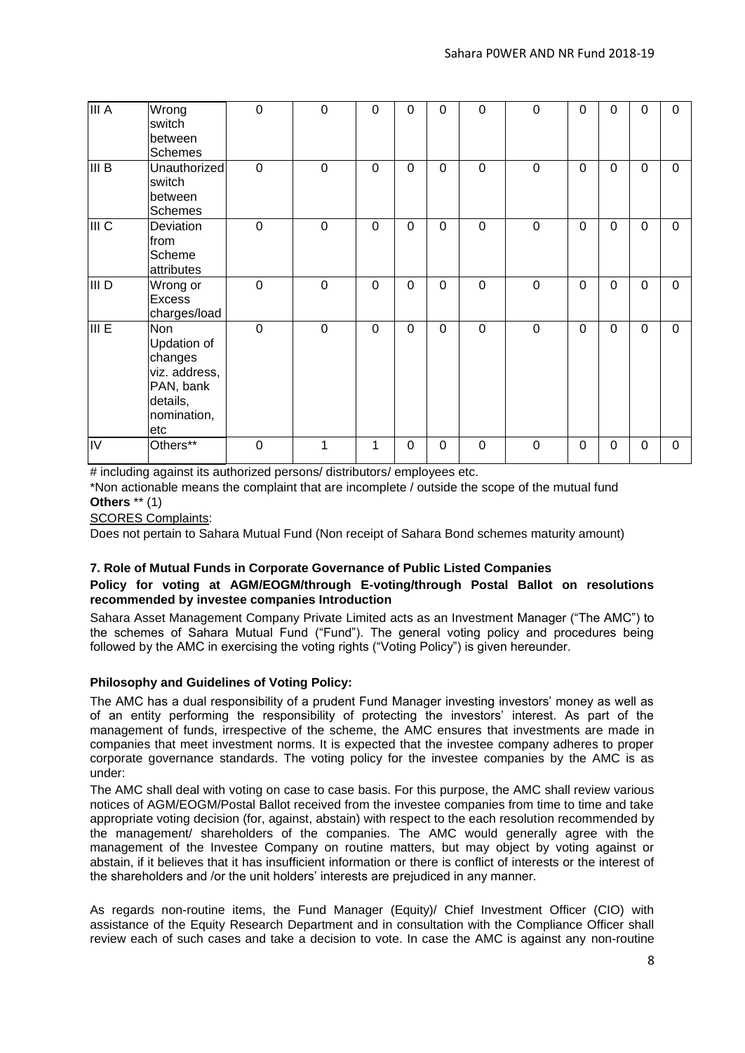| | | | | | | | | | | | | |
|---|---|---|---|---|---|---|---|---|---|---|---|---|
| III A | Wrong switch between Schemes | 0 | 0 | 0 | 0 | 0 | 0 | 0 | 0 | 0 | 0 | 0 |
| III B | Unauthorized switch between Schemes | 0 | 0 | 0 | 0 | 0 | 0 | 0 | 0 | 0 | 0 | 0 |
| III C | Deviation from Scheme attributes | 0 | 0 | 0 | 0 | 0 | 0 | 0 | 0 | 0 | 0 | 0 |
| III D | Wrong or Excess charges/load | 0 | 0 | 0 | 0 | 0 | 0 | 0 | 0 | 0 | 0 | 0 |
| III E | Non Updation of changes viz. address, PAN, bank details, nomination, etc | 0 | 0 | 0 | 0 | 0 | 0 | 0 | 0 | 0 | 0 | 0 |
| IV | Others** | 0 | 1 | 1 | 0 | 0 | 0 | 0 | 0 | 0 | 0 | 0 |

# including against its authorized persons/ distributors/ employees etc.

*Non actionable means the complaint that are incomplete / outside the scope of the mutual fund

**Others** ** (1)

SCORES Complaints:

Does not pertain to Sahara Mutual Fund (Non receipt of Sahara Bond schemes maturity amount)

**7. Role of Mutual Funds in Corporate Governance of Public Listed Companies**

**Policy for voting at AGM/EOGM/through E-voting/through Postal Ballot on resolutions recommended by investee companies Introduction**

Sahara Asset Management Company Private Limited acts as an Investment Manager ("The AMC") to the schemes of Sahara Mutual Fund ("Fund"). The general voting policy and procedures being followed by the AMC in exercising the voting rights ("Voting Policy") is given hereunder.

**Philosophy and Guidelines of Voting Policy:**

The AMC has a dual responsibility of a prudent Fund Manager investing investors' money as well as of an entity performing the responsibility of protecting the investors' interest. As part of the management of funds, irrespective of the scheme, the AMC ensures that investments are made in companies that meet investment norms. It is expected that the investee company adheres to proper corporate governance standards. The voting policy for the investee companies by the AMC is as under:

The AMC shall deal with voting on case to case basis. For this purpose, the AMC shall review various notices of AGM/EOGM/Postal Ballot received from the investee companies from time to time and take appropriate voting decision (for, against, abstain) with respect to the each resolution recommended by the management/ shareholders of the companies. The AMC would generally agree with the management of the Investee Company on routine matters, but may object by voting against or abstain, if it believes that it has insufficient information or there is conflict of interests or the interest of the shareholders and /or the unit holders' interests are prejudiced in any manner.

As regards non-routine items, the Fund Manager (Equity)/ Chief Investment Officer (CIO) with assistance of the Equity Research Department and in consultation with the Compliance Officer shall review each of such cases and take a decision to vote. In case the AMC is against any non-routine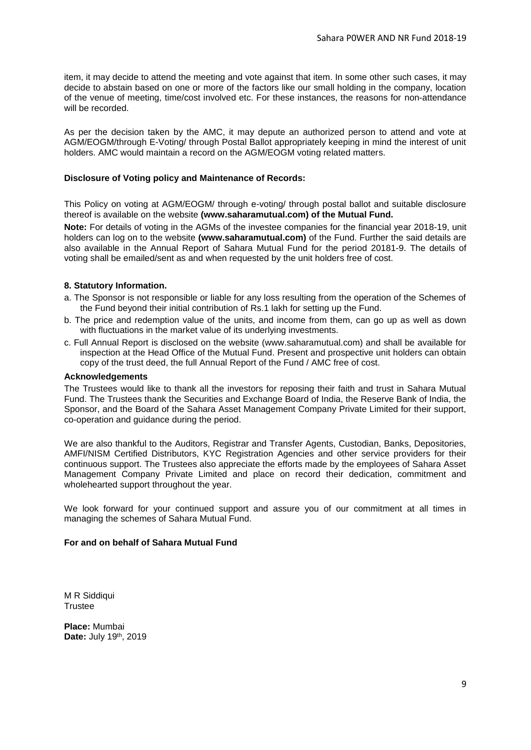item, it may decide to attend the meeting and vote against that item. In some other such cases, it may decide to abstain based on one or more of the factors like our small holding in the company, location of the venue of meeting, time/cost involved etc. For these instances, the reasons for non-attendance will be recorded.

As per the decision taken by the AMC, it may depute an authorized person to attend and vote at AGM/EOGM/through E-Voting/ through Postal Ballot appropriately keeping in mind the interest of unit holders. AMC would maintain a record on the AGM/EOGM voting related matters.

**Disclosure of Voting policy and Maintenance of Records:**

This Policy on voting at AGM/EOGM/ through e-voting/ through postal ballot and suitable disclosure thereof is available on the website **(www.saharamutual.com) of the Mutual Fund.**

**Note:** For details of voting in the AGMs of the investee companies for the financial year 2018-19, unit holders can log on to the website **(www.saharamutual.com)** of the Fund. Further the said details are also available in the Annual Report of Sahara Mutual Fund for the period 20181-9. The details of voting shall be emailed/sent as and when requested by the unit holders free of cost.

**8. Statutory Information.**

a. The Sponsor is not responsible or liable for any loss resulting from the operation of the Schemes of the Fund beyond their initial contribution of Rs.1 lakh for setting up the Fund.

b. The price and redemption value of the units, and income from them, can go up as well as down with fluctuations in the market value of its underlying investments.

c. Full Annual Report is disclosed on the website (www.saharamutual.com) and shall be available for inspection at the Head Office of the Mutual Fund. Present and prospective unit holders can obtain copy of the trust deed, the full Annual Report of the Fund / AMC free of cost.

**Acknowledgements**

The Trustees would like to thank all the investors for reposing their faith and trust in Sahara Mutual Fund. The Trustees thank the Securities and Exchange Board of India, the Reserve Bank of India, the Sponsor, and the Board of the Sahara Asset Management Company Private Limited for their support, co-operation and guidance during the period.

We are also thankful to the Auditors, Registrar and Transfer Agents, Custodian, Banks, Depositories, AMFI/NISM Certified Distributors, KYC Registration Agencies and other service providers for their continuous support. The Trustees also appreciate the efforts made by the employees of Sahara Asset Management Company Private Limited and place on record their dedication, commitment and wholehearted support throughout the year.

We look forward for your continued support and assure you of our commitment at all times in managing the schemes of Sahara Mutual Fund.

**For and on behalf of Sahara Mutual Fund**

M R Siddiqui
Trustee

**Place:** Mumbai
**Date:** July 19th, 2019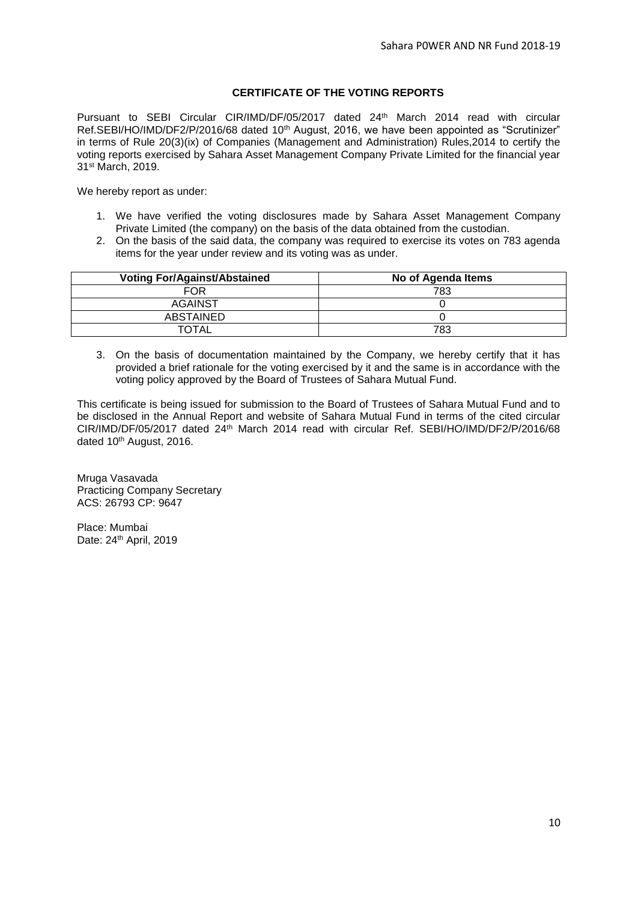## CERTIFICATE OF THE VOTING REPORTS

Pursuant to SEBI Circular CIR/IMD/DF/05/2017 dated 24th March 2014 read with circular Ref.SEBI/HO/IMD/DF2/P/2016/68 dated 10th August, 2016, we have been appointed as "Scrutinizer" in terms of Rule 20(3)(ix) of Companies (Management and Administration) Rules,2014 to certify the voting reports exercised by Sahara Asset Management Company Private Limited for the financial year 31st March, 2019.

We hereby report as under:

1. We have verified the voting disclosures made by Sahara Asset Management Company Private Limited (the company) on the basis of the data obtained from the custodian.
2. On the basis of the said data, the company was required to exercise its votes on 783 agenda items for the year under review and its voting was as under.

| Voting For/Against/Abstained | No of Agenda Items |
|---|---|
| FOR | 783 |
| AGAINST | 0 |
| ABSTAINED | 0 |
| TOTAL | 783 |

3. On the basis of documentation maintained by the Company, we hereby certify that it has provided a brief rationale for the voting exercised by it and the same is in accordance with the voting policy approved by the Board of Trustees of Sahara Mutual Fund.

This certificate is being issued for submission to the Board of Trustees of Sahara Mutual Fund and to be disclosed in the Annual Report and website of Sahara Mutual Fund in terms of the cited circular CIR/IMD/DF/05/2017 dated 24th March 2014 read with circular Ref. SEBI/HO/IMD/DF2/P/2016/68 dated 10th August, 2016.

Mruga Vasavada
Practicing Company Secretary
ACS: 26793 CP: 9647

Place: Mumbai
Date: 24th April, 2019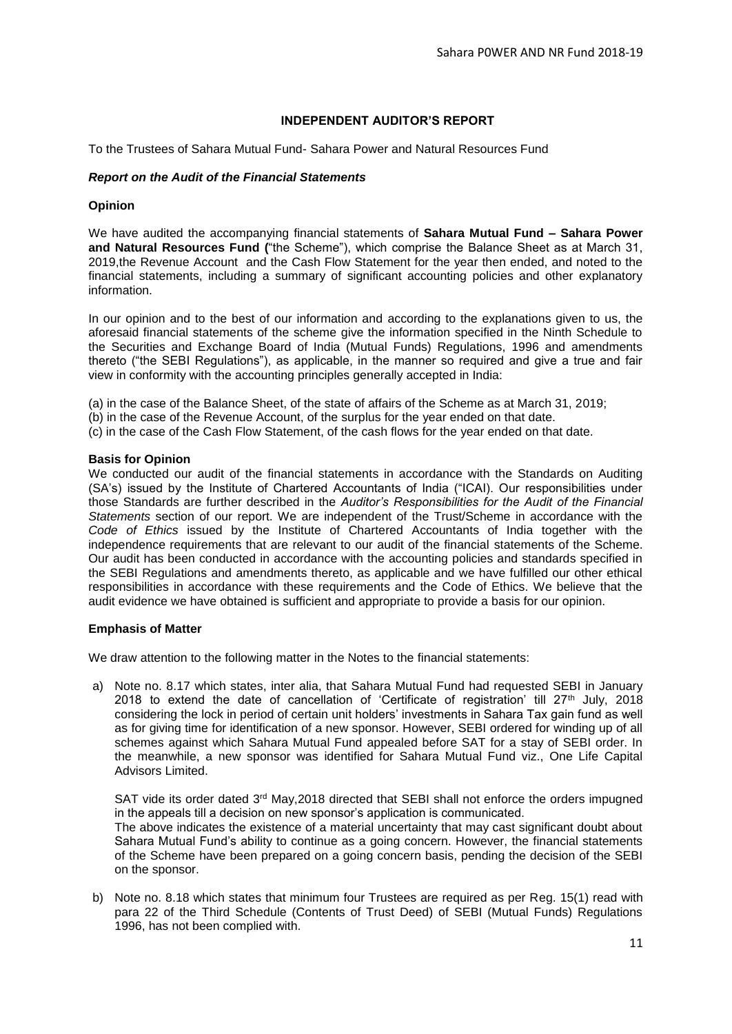## INDEPENDENT AUDITOR'S REPORT

To the Trustees of Sahara Mutual Fund- Sahara Power and Natural Resources Fund

### *Report on the Audit of the Financial Statements*

#### Opinion

We have audited the accompanying financial statements of **Sahara Mutual Fund – Sahara Power and Natural Resources Fund (**"the Scheme"), which comprise the Balance Sheet as at March 31, 2019,the Revenue Account and the Cash Flow Statement for the year then ended, and noted to the financial statements, including a summary of significant accounting policies and other explanatory information.

In our opinion and to the best of our information and according to the explanations given to us, the aforesaid financial statements of the scheme give the information specified in the Ninth Schedule to the Securities and Exchange Board of India (Mutual Funds) Regulations, 1996 and amendments thereto ("the SEBI Regulations"), as applicable, in the manner so required and give a true and fair view in conformity with the accounting principles generally accepted in India:

(a) in the case of the Balance Sheet, of the state of affairs of the Scheme as at March 31, 2019;
(b) in the case of the Revenue Account, of the surplus for the year ended on that date.
(c) in the case of the Cash Flow Statement, of the cash flows for the year ended on that date.

#### Basis for Opinion

We conducted our audit of the financial statements in accordance with the Standards on Auditing (SA's) issued by the Institute of Chartered Accountants of India ("ICAI). Our responsibilities under those Standards are further described in the *Auditor's Responsibilities for the Audit of the Financial Statements* section of our report. We are independent of the Trust/Scheme in accordance with the *Code of Ethics* issued by the Institute of Chartered Accountants of India together with the independence requirements that are relevant to our audit of the financial statements of the Scheme. Our audit has been conducted in accordance with the accounting policies and standards specified in the SEBI Regulations and amendments thereto, as applicable and we have fulfilled our other ethical responsibilities in accordance with these requirements and the Code of Ethics. We believe that the audit evidence we have obtained is sufficient and appropriate to provide a basis for our opinion.

#### Emphasis of Matter

We draw attention to the following matter in the Notes to the financial statements:

a) Note no. 8.17 which states, inter alia, that Sahara Mutual Fund had requested SEBI in January 2018 to extend the date of cancellation of 'Certificate of registration' till 27th July, 2018 considering the lock in period of certain unit holders' investments in Sahara Tax gain fund as well as for giving time for identification of a new sponsor. However, SEBI ordered for winding up of all schemes against which Sahara Mutual Fund appealed before SAT for a stay of SEBI order. In the meanwhile, a new sponsor was identified for Sahara Mutual Fund viz., One Life Capital Advisors Limited.

   SAT vide its order dated 3rd May,2018 directed that SEBI shall not enforce the orders impugned in the appeals till a decision on new sponsor's application is communicated.
   The above indicates the existence of a material uncertainty that may cast significant doubt about Sahara Mutual Fund's ability to continue as a going concern. However, the financial statements of the Scheme have been prepared on a going concern basis, pending the decision of the SEBI on the sponsor.

b) Note no. 8.18 which states that minimum four Trustees are required as per Reg. 15(1) read with para 22 of the Third Schedule (Contents of Trust Deed) of SEBI (Mutual Funds) Regulations 1996, has not been complied with.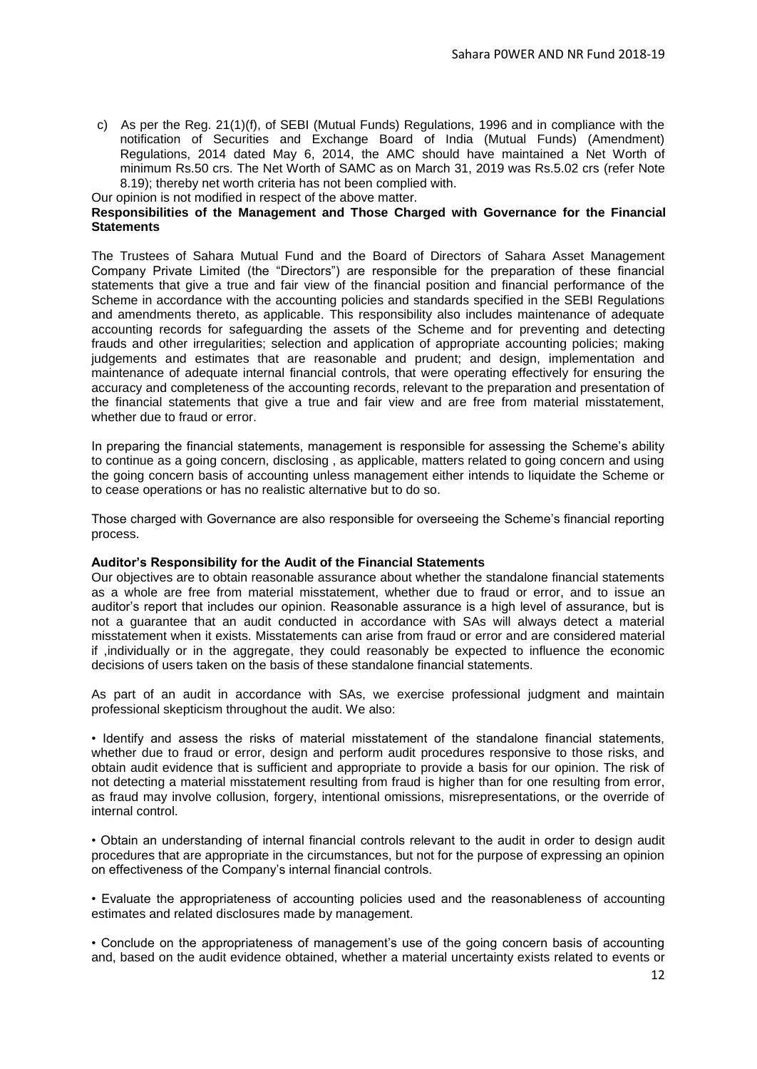c) As per the Reg. 21(1)(f), of SEBI (Mutual Funds) Regulations, 1996 and in compliance with the notification of Securities and Exchange Board of India (Mutual Funds) (Amendment) Regulations, 2014 dated May 6, 2014, the AMC should have maintained a Net Worth of minimum Rs.50 crs. The Net Worth of SAMC as on March 31, 2019 was Rs.5.02 crs (refer Note 8.19); thereby net worth criteria has not been complied with.

Our opinion is not modified in respect of the above matter.

**Responsibilities of the Management and Those Charged with Governance for the Financial Statements**

The Trustees of Sahara Mutual Fund and the Board of Directors of Sahara Asset Management Company Private Limited (the "Directors") are responsible for the preparation of these financial statements that give a true and fair view of the financial position and financial performance of the Scheme in accordance with the accounting policies and standards specified in the SEBI Regulations and amendments thereto, as applicable. This responsibility also includes maintenance of adequate accounting records for safeguarding the assets of the Scheme and for preventing and detecting frauds and other irregularities; selection and application of appropriate accounting policies; making judgements and estimates that are reasonable and prudent; and design, implementation and maintenance of adequate internal financial controls, that were operating effectively for ensuring the accuracy and completeness of the accounting records, relevant to the preparation and presentation of the financial statements that give a true and fair view and are free from material misstatement, whether due to fraud or error.

In preparing the financial statements, management is responsible for assessing the Scheme's ability to continue as a going concern, disclosing , as applicable, matters related to going concern and using the going concern basis of accounting unless management either intends to liquidate the Scheme or to cease operations or has no realistic alternative but to do so.

Those charged with Governance are also responsible for overseeing the Scheme's financial reporting process.

**Auditor's Responsibility for the Audit of the Financial Statements**

Our objectives are to obtain reasonable assurance about whether the standalone financial statements as a whole are free from material misstatement, whether due to fraud or error, and to issue an auditor's report that includes our opinion. Reasonable assurance is a high level of assurance, but is not a guarantee that an audit conducted in accordance with SAs will always detect a material misstatement when it exists. Misstatements can arise from fraud or error and are considered material if ,individually or in the aggregate, they could reasonably be expected to influence the economic decisions of users taken on the basis of these standalone financial statements.

As part of an audit in accordance with SAs, we exercise professional judgment and maintain professional skepticism throughout the audit. We also:

• Identify and assess the risks of material misstatement of the standalone financial statements, whether due to fraud or error, design and perform audit procedures responsive to those risks, and obtain audit evidence that is sufficient and appropriate to provide a basis for our opinion. The risk of not detecting a material misstatement resulting from fraud is higher than for one resulting from error, as fraud may involve collusion, forgery, intentional omissions, misrepresentations, or the override of internal control.

• Obtain an understanding of internal financial controls relevant to the audit in order to design audit procedures that are appropriate in the circumstances, but not for the purpose of expressing an opinion on effectiveness of the Company's internal financial controls.

• Evaluate the appropriateness of accounting policies used and the reasonableness of accounting estimates and related disclosures made by management.

• Conclude on the appropriateness of management's use of the going concern basis of accounting and, based on the audit evidence obtained, whether a material uncertainty exists related to events or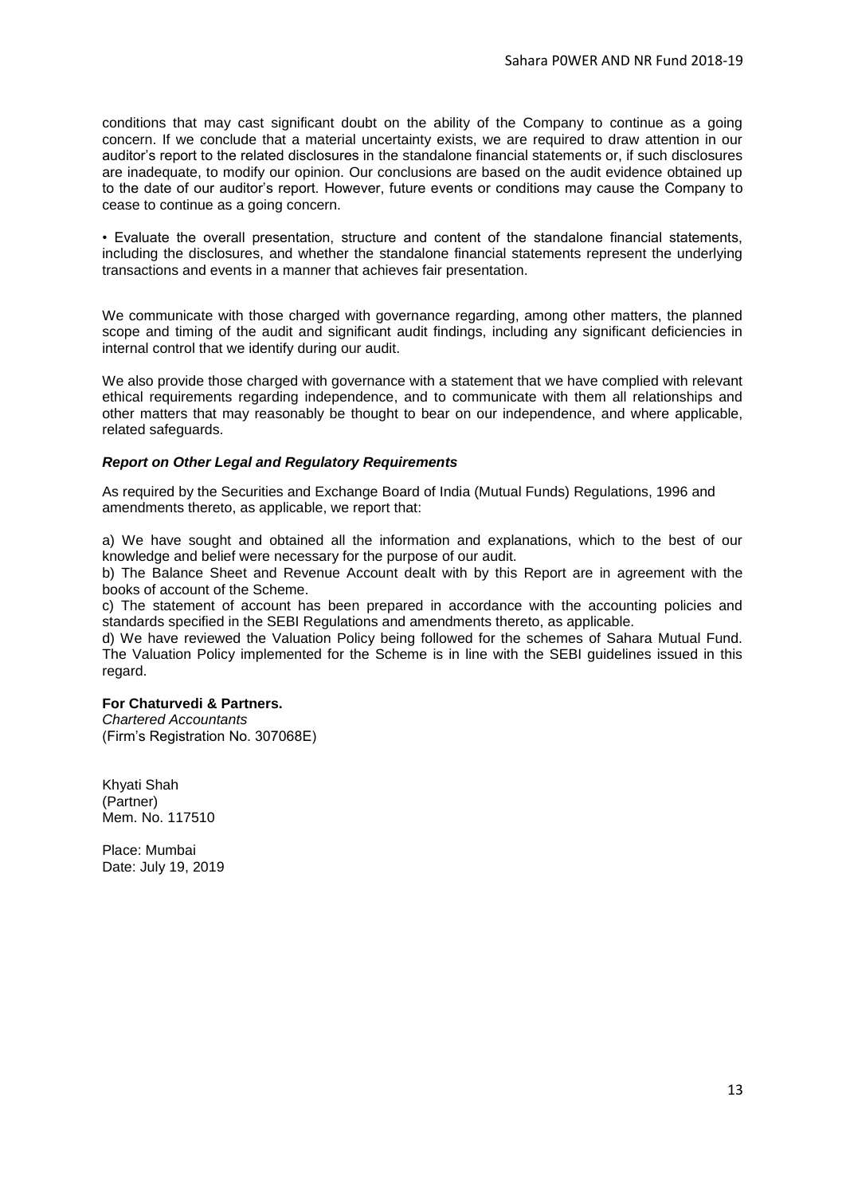conditions that may cast significant doubt on the ability of the Company to continue as a going concern. If we conclude that a material uncertainty exists, we are required to draw attention in our auditor's report to the related disclosures in the standalone financial statements or, if such disclosures are inadequate, to modify our opinion. Our conclusions are based on the audit evidence obtained up to the date of our auditor's report. However, future events or conditions may cause the Company to cease to continue as a going concern.

• Evaluate the overall presentation, structure and content of the standalone financial statements, including the disclosures, and whether the standalone financial statements represent the underlying transactions and events in a manner that achieves fair presentation.

We communicate with those charged with governance regarding, among other matters, the planned scope and timing of the audit and significant audit findings, including any significant deficiencies in internal control that we identify during our audit.

We also provide those charged with governance with a statement that we have complied with relevant ethical requirements regarding independence, and to communicate with them all relationships and other matters that may reasonably be thought to bear on our independence, and where applicable, related safeguards.

***Report on Other Legal and Regulatory Requirements***

As required by the Securities and Exchange Board of India (Mutual Funds) Regulations, 1996 and amendments thereto, as applicable, we report that:

a) We have sought and obtained all the information and explanations, which to the best of our knowledge and belief were necessary for the purpose of our audit.
b) The Balance Sheet and Revenue Account dealt with by this Report are in agreement with the books of account of the Scheme.
c) The statement of account has been prepared in accordance with the accounting policies and standards specified in the SEBI Regulations and amendments thereto, as applicable.
d) We have reviewed the Valuation Policy being followed for the schemes of Sahara Mutual Fund. The Valuation Policy implemented for the Scheme is in line with the SEBI guidelines issued in this regard.

**For Chaturvedi & Partners.**
*Chartered Accountants*
(Firm's Registration No. 307068E)

Khyati Shah
(Partner)
Mem. No. 117510

Place: Mumbai
Date: July 19, 2019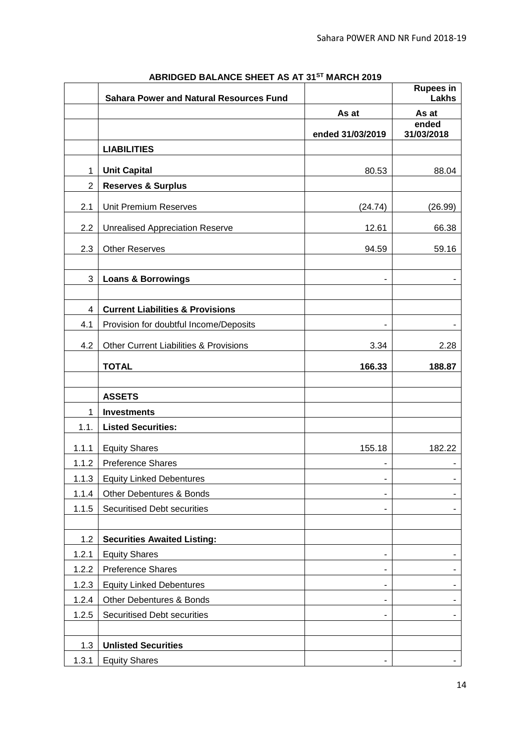## ABRIDGED BALANCE SHEET AS AT 31ST MARCH 2019

| | Sahara Power and Natural Resources Fund | | Rupees in Lakhs |
|---|---|---|---|
| | | As at | As at |
| | | ended 31/03/2019 | ended 31/03/2018 |
| | **LIABILITIES** | | |
| 1 | **Unit Capital** | 80.53 | 88.04 |
| 2 | **Reserves & Surplus** | | |
| 2.1 | Unit Premium Reserves | (24.74) | (26.99) |
| 2.2 | Unrealised Appreciation Reserve | 12.61 | 66.38 |
| 2.3 | Other Reserves | 94.59 | 59.16 |
| | | | |
| 3 | **Loans & Borrowings** | - | - |
| | | | |
| 4 | **Current Liabilities & Provisions** | | |
| 4.1 | Provision for doubtful Income/Deposits | - | - |
| 4.2 | Other Current Liabilities & Provisions | 3.34 | 2.28 |
| | **TOTAL** | **166.33** | **188.87** |
| | | | |
| | **ASSETS** | | |
| 1 | **Investments** | | |
| 1.1. | **Listed Securities:** | | |
| 1.1.1 | Equity Shares | 155.18 | 182.22 |
| 1.1.2 | Preference Shares | - | - |
| 1.1.3 | Equity Linked Debentures | - | - |
| 1.1.4 | Other Debentures & Bonds | - | - |
| 1.1.5 | Securitised Debt securities | - | - |
| | | | |
| 1.2 | **Securities Awaited Listing:** | | |
| 1.2.1 | Equity Shares | - | - |
| 1.2.2 | Preference Shares | - | - |
| 1.2.3 | Equity Linked Debentures | - | - |
| 1.2.4 | Other Debentures & Bonds | - | - |
| 1.2.5 | Securitised Debt securities | - | - |
| | | | |
| 1.3 | **Unlisted Securities** | | |
| 1.3.1 | Equity Shares | - | - |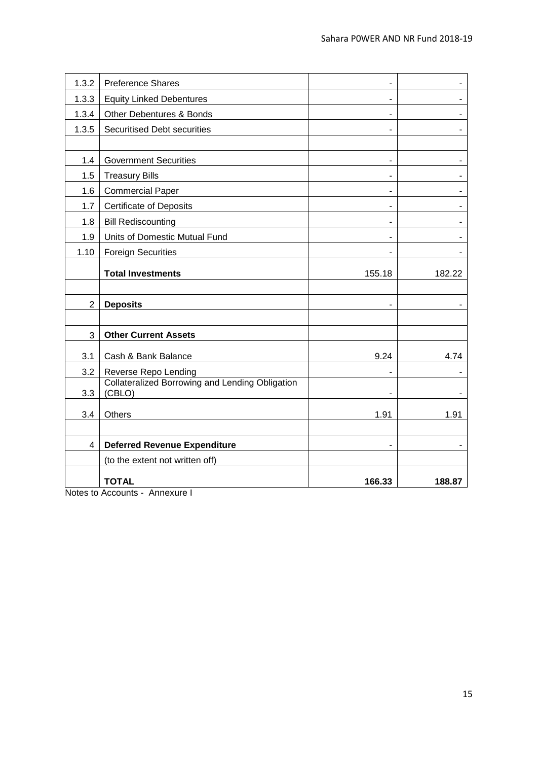| | | | |
|---|---|---|---|
| 1.3.2 | Preference Shares | - | - |
| 1.3.3 | Equity Linked Debentures | - | - |
| 1.3.4 | Other Debentures & Bonds | - | - |
| 1.3.5 | Securitised Debt securities | - | - |
| | | | |
| 1.4 | Government Securities | - | - |
| 1.5 | Treasury Bills | - | - |
| 1.6 | Commercial Paper | - | - |
| 1.7 | Certificate of Deposits | - | - |
| 1.8 | Bill Rediscounting | - | - |
| 1.9 | Units of Domestic Mutual Fund | - | - |
| 1.10 | Foreign Securities | - | - |
| | **Total Investments** | 155.18 | 182.22 |
| | | | |
| 2 | **Deposits** | - | - |
| | | | |
| 3 | **Other Current Assets** | | |
| 3.1 | Cash & Bank Balance | 9.24 | 4.74 |
| 3.2 | Reverse Repo Lending | - | - |
| 3.3 | Collateralized Borrowing and Lending Obligation (CBLO) | - | - |
| 3.4 | Others | 1.91 | 1.91 |
| | | | |
| 4 | **Deferred Revenue Expenditure** | - | - |
| | (to the extent not written off) | | |
| | **TOTAL** | **166.33** | **188.87** |

Notes to Accounts - Annexure I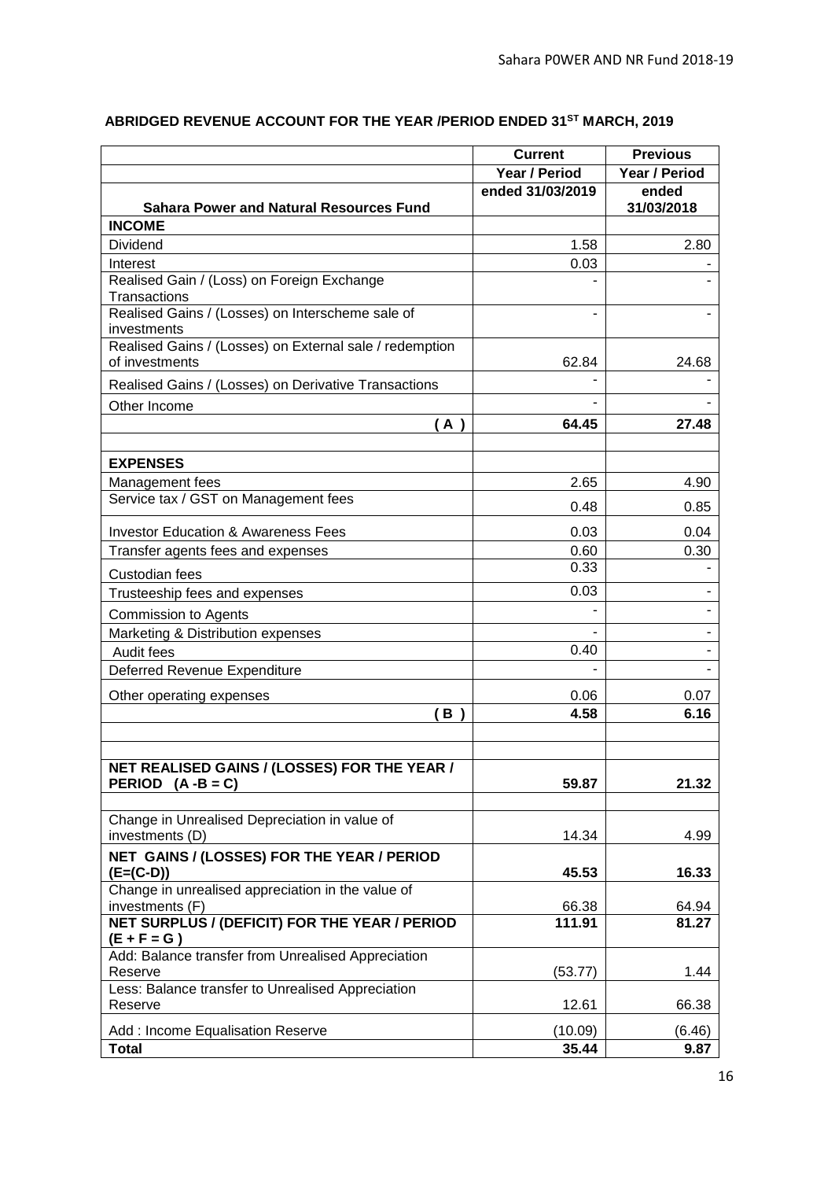## ABRIDGED REVENUE ACCOUNT FOR THE YEAR /PERIOD ENDED 31[ST] MARCH, 2019

| Sahara Power and Natural Resources Fund | Current Year / Period ended 31/03/2019 | Previous Year / Period ended 31/03/2018 |
|---|---|---|
| **INCOME** | | |
| Dividend | 1.58 | 2.80 |
| Interest | 0.03 | - |
| Realised Gain / (Loss) on Foreign Exchange Transactions | - | - |
| Realised Gains / (Losses) on Interscheme sale of investments | - | - |
| Realised Gains / (Losses) on External sale / redemption of investments | 62.84 | 24.68 |
| Realised Gains / (Losses) on Derivative Transactions | - | - |
| Other Income | - | - |
| **( A )** | **64.45** | **27.48** |
| | | |
| **EXPENSES** | | |
| Management fees | 2.65 | 4.90 |
| Service tax / GST on Management fees | 0.48 | 0.85 |
| Investor Education & Awareness Fees | 0.03 | 0.04 |
| Transfer agents fees and expenses | 0.60 | 0.30 |
| Custodian fees | 0.33 | - |
| Trusteeship fees and expenses | 0.03 | - |
| Commission to Agents | - | - |
| Marketing & Distribution expenses | - | - |
| Audit fees | 0.40 | - |
| Deferred Revenue Expenditure | - | - |
| Other operating expenses | 0.06 | 0.07 |
| **( B )** | **4.58** | **6.16** |
| | | |
| **NET REALISED GAINS / (LOSSES) FOR THE YEAR / PERIOD (A -B = C)** | **59.87** | **21.32** |
| | | |
| Change in Unrealised Depreciation in value of investments (D) | 14.34 | 4.99 |
| **NET GAINS / (LOSSES) FOR THE YEAR / PERIOD (E=(C-D))** | **45.53** | **16.33** |
| Change in unrealised appreciation in the value of investments (F) | 66.38 | 64.94 |
| **NET SURPLUS / (DEFICIT) FOR THE YEAR / PERIOD (E + F = G )** | **111.91** | **81.27** |
| Add: Balance transfer from Unrealised Appreciation Reserve | (53.77) | 1.44 |
| Less: Balance transfer to Unrealised Appreciation Reserve | 12.61 | 66.38 |
| Add : Income Equalisation Reserve | (10.09) | (6.46) |
| **Total** | **35.44** | **9.87** |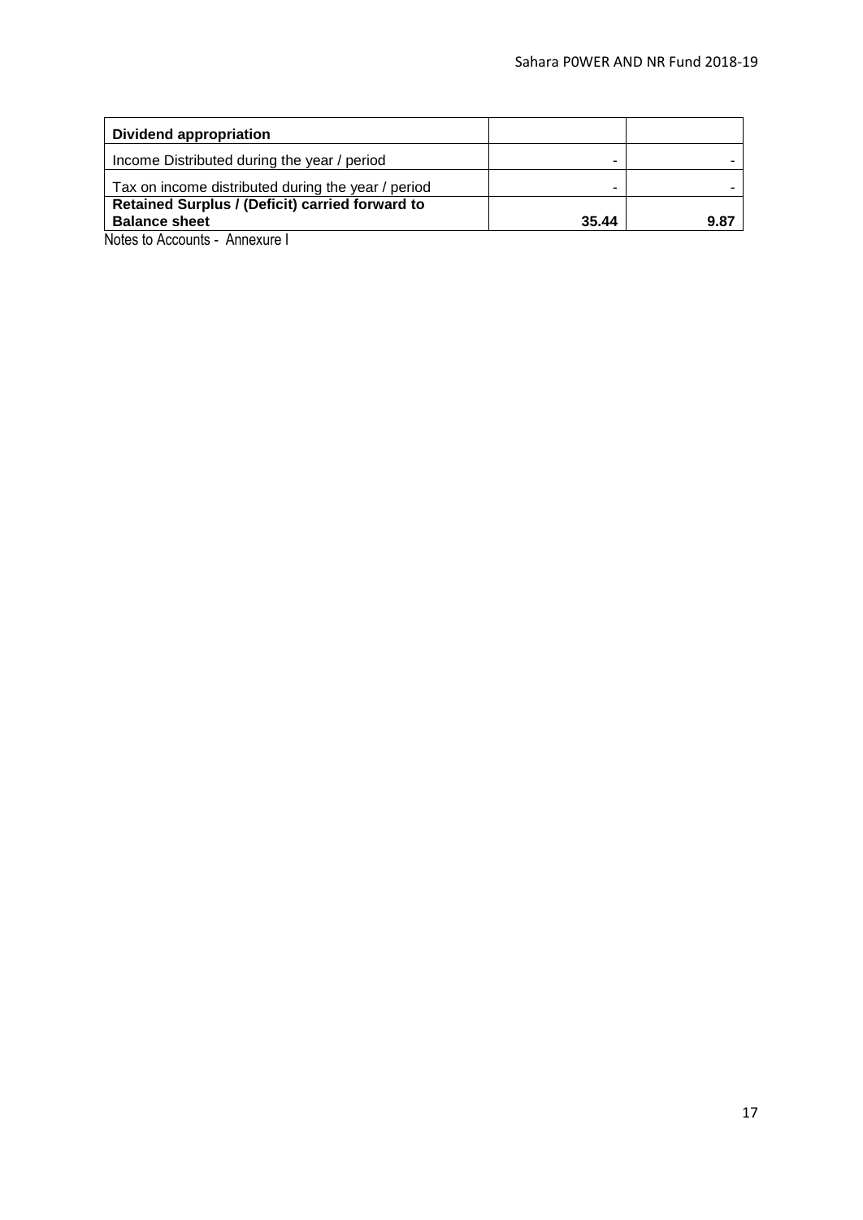| Dividend appropriation | | |
|---|---|---|
| Income Distributed during the year / period | - | - |
| Tax on income distributed during the year / period | - | - |
| **Retained Surplus / (Deficit) carried forward to Balance sheet** | **35.44** | **9.87** |

Notes to Accounts - Annexure I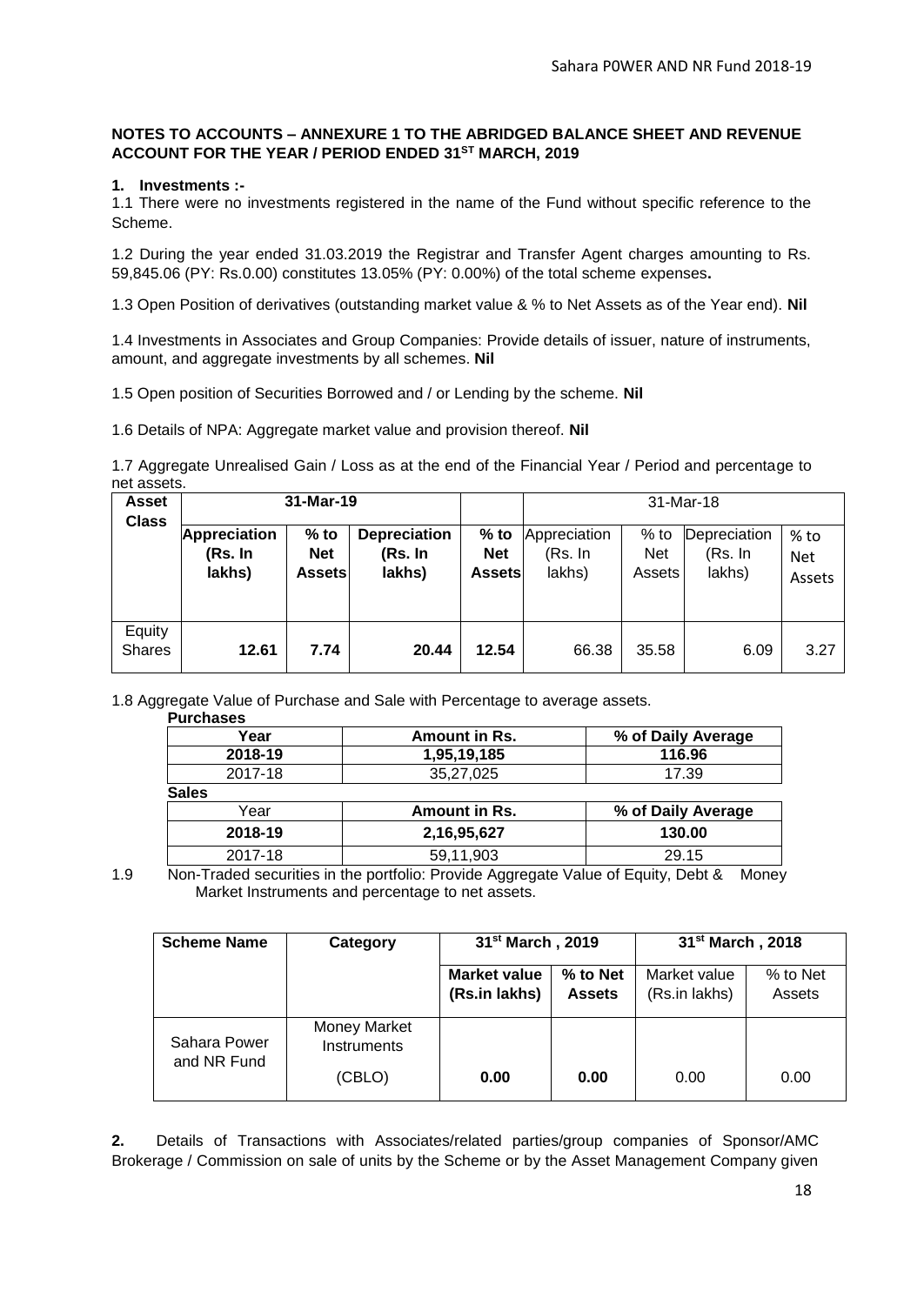**NOTES TO ACCOUNTS – ANNEXURE 1 TO THE ABRIDGED BALANCE SHEET AND REVENUE ACCOUNT FOR THE YEAR / PERIOD ENDED 31ST MARCH, 2019**

**1. Investments :-**

1.1 There were no investments registered in the name of the Fund without specific reference to the Scheme.

1.2 During the year ended 31.03.2019 the Registrar and Transfer Agent charges amounting to Rs. 59,845.06 (PY: Rs.0.00) constitutes 13.05% (PY: 0.00%) of the total scheme expenses**.**

1.3 Open Position of derivatives (outstanding market value & % to Net Assets as of the Year end). **Nil**

1.4 Investments in Associates and Group Companies: Provide details of issuer, nature of instruments, amount, and aggregate investments by all schemes. **Nil**

1.5 Open position of Securities Borrowed and / or Lending by the scheme. **Nil**

1.6 Details of NPA: Aggregate market value and provision thereof. **Nil**

1.7 Aggregate Unrealised Gain / Loss as at the end of the Financial Year / Period and percentage to net assets.

| Asset Class | 31-Mar-19 | | | | 31-Mar-18 | | | |
|---|---|---|---|---|---|---|---|---|
| | **Appreciation (Rs. In lakhs)** | **% to Net Assets** | **Depreciation (Rs. In lakhs)** | **% to Net Assets** | Appreciation (Rs. In lakhs) | % to Net Assets | Depreciation (Rs. In lakhs) | % to Net Assets |
| Equity Shares | **12.61** | **7.74** | **20.44** | **12.54** | 66.38 | 35.58 | 6.09 | 3.27 |

1.8 Aggregate Value of Purchase and Sale with Percentage to average assets.

**Purchases**

| Year | Amount in Rs. | % of Daily Average |
|---|---|---|
| **2018-19** | **1,95,19,185** | **116.96** |
| 2017-18 | 35,27,025 | 17.39 |

**Sales**

| Year | Amount in Rs. | % of Daily Average |
|---|---|---|
| **2018-19** | **2,16,95,627** | **130.00** |
| 2017-18 | 59,11,903 | 29.15 |

1.9 Non-Traded securities in the portfolio: Provide Aggregate Value of Equity, Debt & Money Market Instruments and percentage to net assets.

| Scheme Name | Category | 31st March , 2019 | | 31st March , 2018 | |
|---|---|---|---|---|---|
| | | **Market value (Rs.in lakhs)** | **% to Net Assets** | Market value (Rs.in lakhs) | % to Net Assets |
| Sahara Power and NR Fund | Money Market Instruments (CBLO) | **0.00** | **0.00** | 0.00 | 0.00 |

**2.** Details of Transactions with Associates/related parties/group companies of Sponsor/AMC Brokerage / Commission on sale of units by the Scheme or by the Asset Management Company given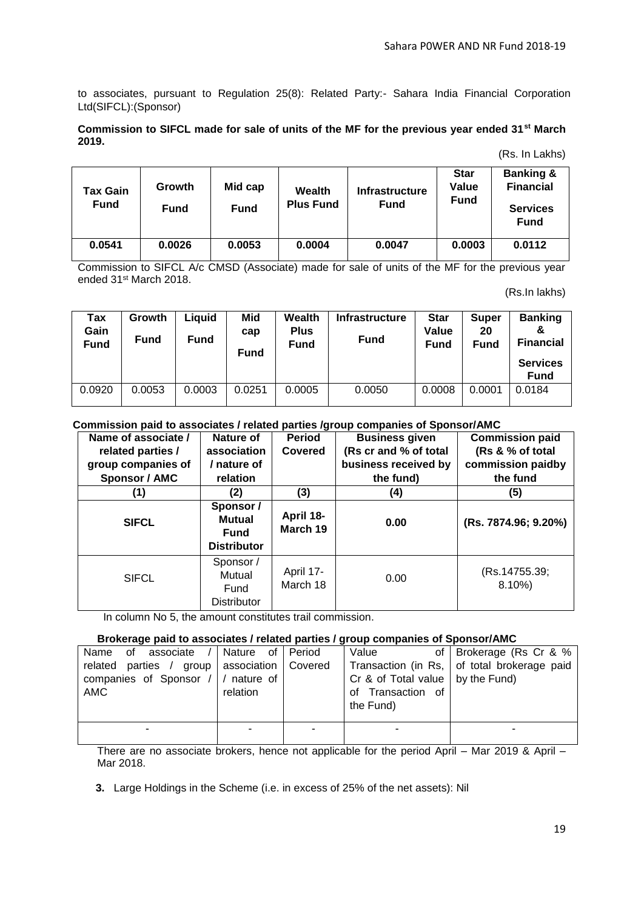to associates, pursuant to Regulation 25(8): Related Party:- Sahara India Financial Corporation Ltd(SIFCL):(Sponsor)

**Commission to SIFCL made for sale of units of the MF for the previous year ended 31st March 2019.**

(Rs. In Lakhs)

| Tax Gain Fund | Growth Fund | Mid cap Fund | Wealth Plus Fund | Infrastructure Fund | Star Value Fund | Banking & Financial Services Fund |
|---|---|---|---|---|---|---|
| **0.0541** | **0.0026** | **0.0053** | **0.0004** | **0.0047** | **0.0003** | **0.0112** |

Commission to SIFCL A/c CMSD (Associate) made for sale of units of the MF for the previous year ended 31st March 2018.

(Rs.In lakhs)

| Tax Gain Fund | Growth Fund | Liquid Fund | Mid cap Fund | Wealth Plus Fund | Infrastructure Fund | Star Value Fund | Super 20 Fund | Banking & Financial Services Fund |
|---|---|---|---|---|---|---|---|---|
| 0.0920 | 0.0053 | 0.0003 | 0.0251 | 0.0005 | 0.0050 | 0.0008 | 0.0001 | 0.0184 |

**Commission paid to associates / related parties /group companies of Sponsor/AMC**

| Name of associate / related parties / group companies of Sponsor / AMC | Nature of association / nature of relation | Period Covered | Business given (Rs cr and % of total business received by the fund) | Commission paid (Rs & % of total commission paidby the fund |
|---|---|---|---|---|
| (1) | (2) | (3) | (4) | (5) |
| **SIFCL** | **Sponsor / Mutual Fund Distributor** | **April 18- March 19** | **0.00** | **(Rs. 7874.96; 9.20%)** |
| SIFCL | Sponsor / Mutual Fund Distributor | April 17- March 18 | 0.00 | (Rs.14755.39; 8.10%) |

In column No 5, the amount constitutes trail commission.

**Brokerage paid to associates / related parties / group companies of Sponsor/AMC**

| Name of associate / related parties / group companies of Sponsor / AMC | Nature of association / nature of relation | Period Covered | Value of Transaction (in Rs, Cr & of Total value of Transaction of the Fund) | Brokerage (Rs Cr & % of total brokerage paid by the Fund) |
|---|---|---|---|---|
| - | - | - | - | - |

There are no associate brokers, hence not applicable for the period April – Mar 2019 & April – Mar 2018.

**3.** Large Holdings in the Scheme (i.e. in excess of 25% of the net assets): Nil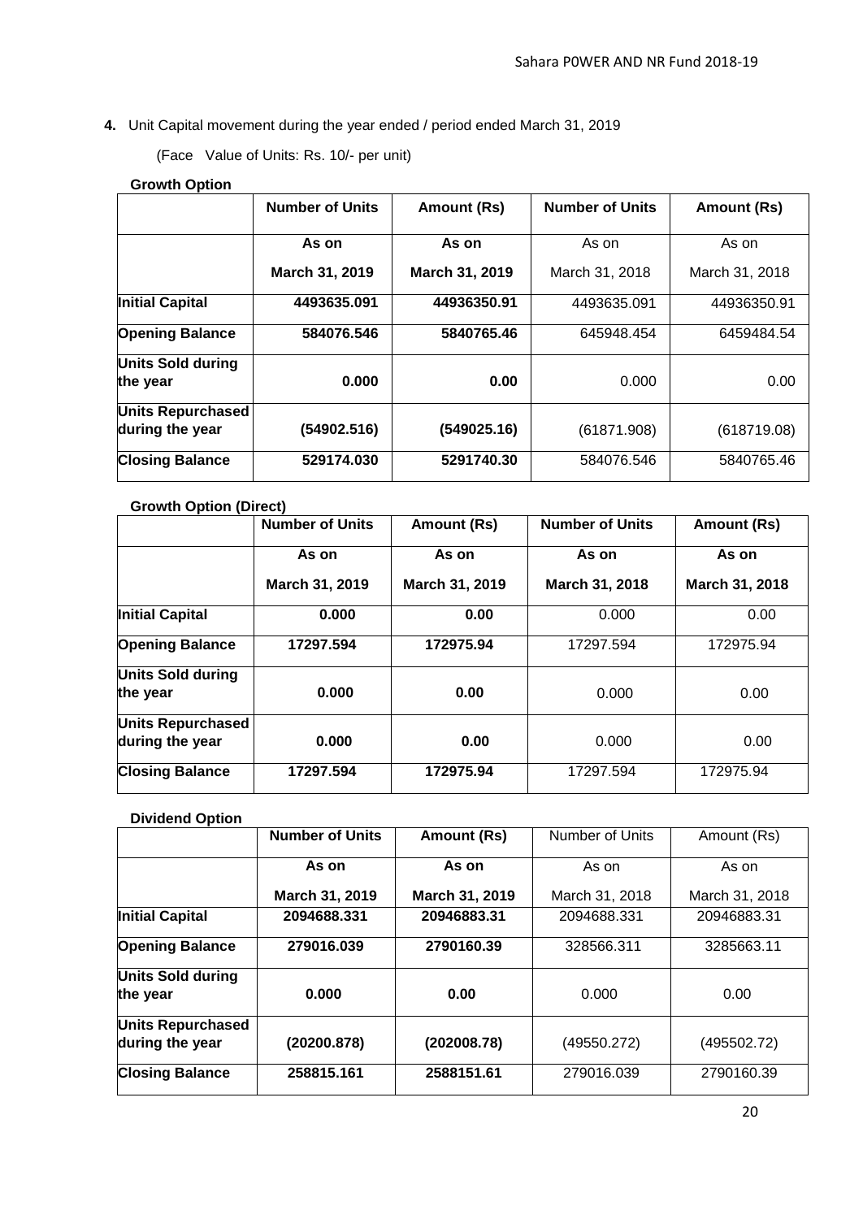**4.** Unit Capital movement during the year ended / period ended March 31, 2019

(Face Value of Units: Rs. 10/- per unit)

**Growth Option**

| | **Number of Units** | **Amount (Rs)** | **Number of Units** | **Amount (Rs)** |
|---|---|---|---|---|
| | **As on March 31, 2019** | **As on March 31, 2019** | As on March 31, 2018 | As on March 31, 2018 |
| **Initial Capital** | **4493635.091** | **44936350.91** | 4493635.091 | 44936350.91 |
| **Opening Balance** | **584076.546** | **5840765.46** | 645948.454 | 6459484.54 |
| **Units Sold during the year** | **0.000** | **0.00** | 0.000 | 0.00 |
| **Units Repurchased during the year** | **(54902.516)** | **(549025.16)** | (61871.908) | (618719.08) |
| **Closing Balance** | **529174.030** | **5291740.30** | 584076.546 | 5840765.46 |

**Growth Option (Direct)**

| | **Number of Units** | **Amount (Rs)** | **Number of Units** | **Amount (Rs)** |
|---|---|---|---|---|
| | **As on March 31, 2019** | **As on March 31, 2019** | **As on March 31, 2018** | **As on March 31, 2018** |
| **Initial Capital** | **0.000** | **0.00** | 0.000 | 0.00 |
| **Opening Balance** | **17297.594** | **172975.94** | 17297.594 | 172975.94 |
| **Units Sold during the year** | **0.000** | **0.00** | 0.000 | 0.00 |
| **Units Repurchased during the year** | **0.000** | **0.00** | 0.000 | 0.00 |
| **Closing Balance** | **17297.594** | **172975.94** | 17297.594 | 172975.94 |

**Dividend Option**

| | **Number of Units** | **Amount (Rs)** | Number of Units | Amount (Rs) |
|---|---|---|---|---|
| | **As on March 31, 2019** | **As on March 31, 2019** | As on March 31, 2018 | As on March 31, 2018 |
| **Initial Capital** | **2094688.331** | **20946883.31** | 2094688.331 | 20946883.31 |
| **Opening Balance** | **279016.039** | **2790160.39** | 328566.311 | 3285663.11 |
| **Units Sold during the year** | **0.000** | **0.00** | 0.000 | 0.00 |
| **Units Repurchased during the year** | **(20200.878)** | **(202008.78)** | (49550.272) | (495502.72) |
| **Closing Balance** | **258815.161** | **2588151.61** | 279016.039 | 2790160.39 |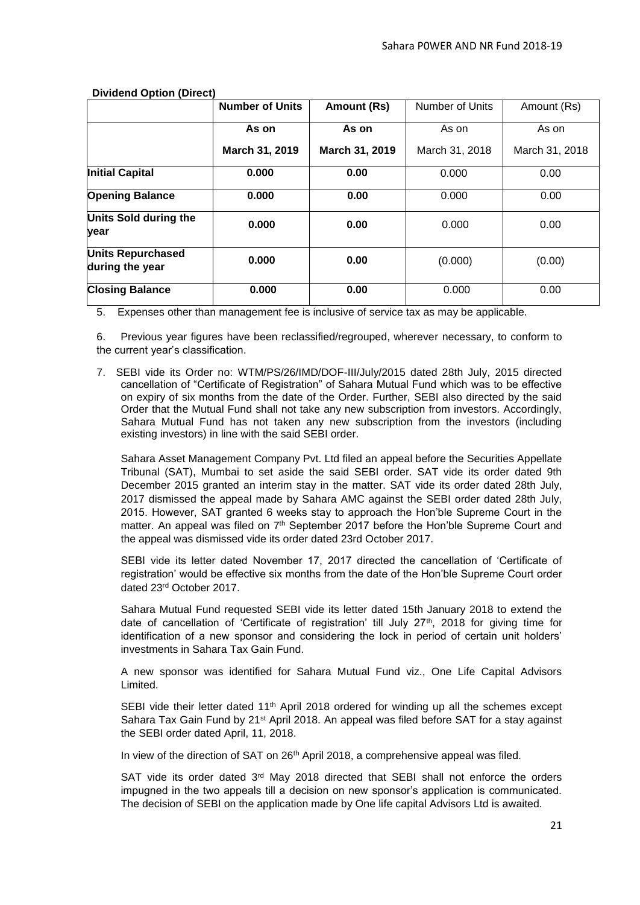**Dividend Option (Direct)**

| | **Number of Units** | **Amount (Rs)** | Number of Units | Amount (Rs) |
|---|---|---|---|---|
| | **As on** **March 31, 2019** | **As on** **March 31, 2019** | As on March 31, 2018 | As on March 31, 2018 |
| **Initial Capital** | **0.000** | **0.00** | 0.000 | 0.00 |
| **Opening Balance** | **0.000** | **0.00** | 0.000 | 0.00 |
| **Units Sold during the year** | **0.000** | **0.00** | 0.000 | 0.00 |
| **Units Repurchased during the year** | **0.000** | **0.00** | (0.000) | (0.00) |
| **Closing Balance** | **0.000** | **0.00** | 0.000 | 0.00 |

5. Expenses other than management fee is inclusive of service tax as may be applicable.

6. Previous year figures have been reclassified/regrouped, wherever necessary, to conform to the current year's classification.

7. SEBI vide its Order no: WTM/PS/26/IMD/DOF-III/July/2015 dated 28th July, 2015 directed cancellation of "Certificate of Registration" of Sahara Mutual Fund which was to be effective on expiry of six months from the date of the Order. Further, SEBI also directed by the said Order that the Mutual Fund shall not take any new subscription from investors. Accordingly, Sahara Mutual Fund has not taken any new subscription from the investors (including existing investors) in line with the said SEBI order.

   Sahara Asset Management Company Pvt. Ltd filed an appeal before the Securities Appellate Tribunal (SAT), Mumbai to set aside the said SEBI order. SAT vide its order dated 9th December 2015 granted an interim stay in the matter. SAT vide its order dated 28th July, 2017 dismissed the appeal made by Sahara AMC against the SEBI order dated 28th July, 2015. However, SAT granted 6 weeks stay to approach the Hon'ble Supreme Court in the matter. An appeal was filed on 7th September 2017 before the Hon'ble Supreme Court and the appeal was dismissed vide its order dated 23rd October 2017.

   SEBI vide its letter dated November 17, 2017 directed the cancellation of 'Certificate of registration' would be effective six months from the date of the Hon'ble Supreme Court order dated 23rd October 2017.

   Sahara Mutual Fund requested SEBI vide its letter dated 15th January 2018 to extend the date of cancellation of 'Certificate of registration' till July 27th, 2018 for giving time for identification of a new sponsor and considering the lock in period of certain unit holders' investments in Sahara Tax Gain Fund.

   A new sponsor was identified for Sahara Mutual Fund viz., One Life Capital Advisors Limited.

   SEBI vide their letter dated 11th April 2018 ordered for winding up all the schemes except Sahara Tax Gain Fund by 21st April 2018. An appeal was filed before SAT for a stay against the SEBI order dated April, 11, 2018.

   In view of the direction of SAT on 26th April 2018, a comprehensive appeal was filed.

   SAT vide its order dated 3rd May 2018 directed that SEBI shall not enforce the orders impugned in the two appeals till a decision on new sponsor's application is communicated. The decision of SEBI on the application made by One life capital Advisors Ltd is awaited.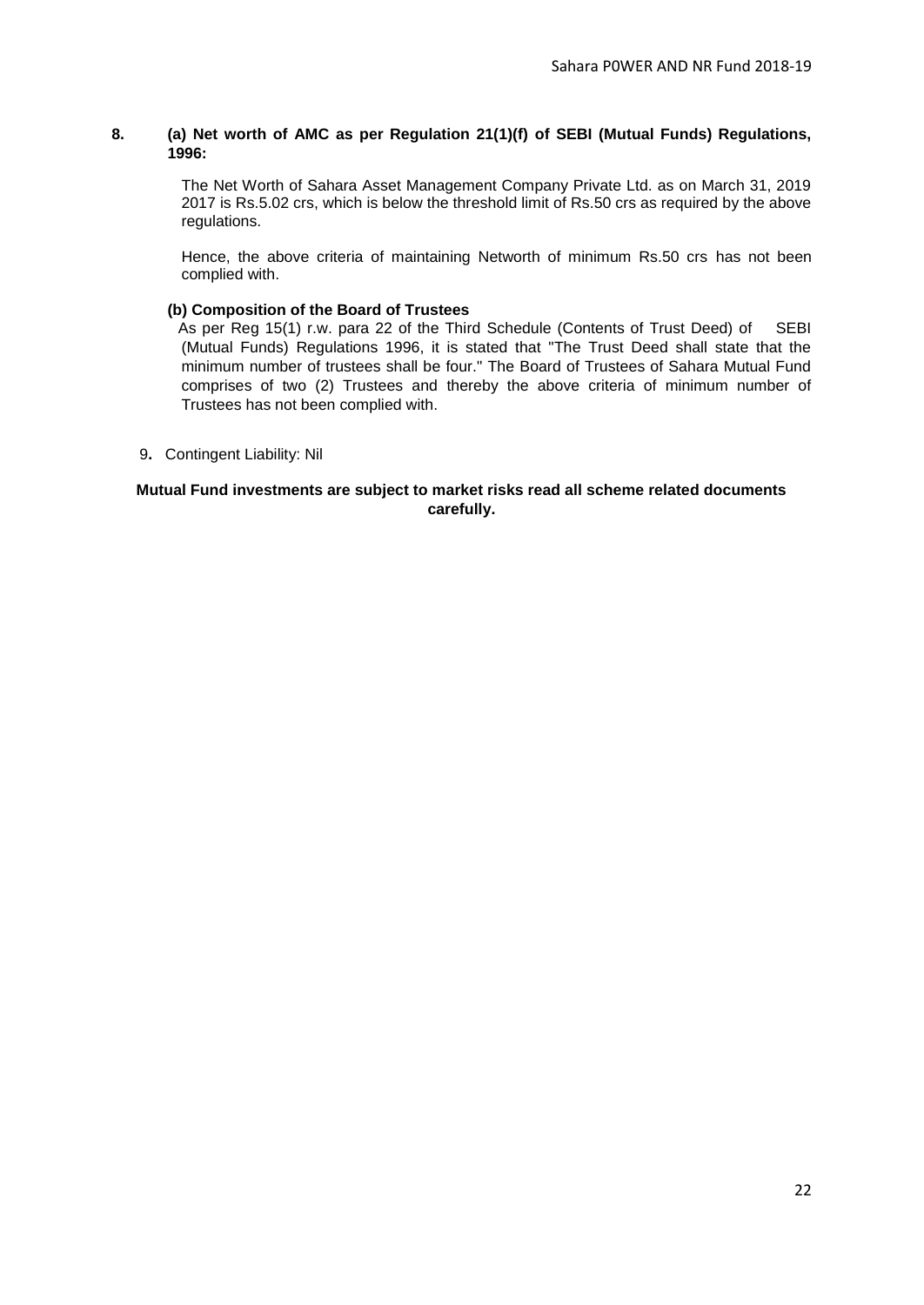**8. (a) Net worth of AMC as per Regulation 21(1)(f) of SEBI (Mutual Funds) Regulations, 1996:**

The Net Worth of Sahara Asset Management Company Private Ltd. as on March 31, 2019 2017 is Rs.5.02 crs, which is below the threshold limit of Rs.50 crs as required by the above regulations.

Hence, the above criteria of maintaining Networth of minimum Rs.50 crs has not been complied with.

**(b) Composition of the Board of Trustees**

As per Reg 15(1) r.w. para 22 of the Third Schedule (Contents of Trust Deed) of SEBI (Mutual Funds) Regulations 1996, it is stated that "The Trust Deed shall state that the minimum number of trustees shall be four." The Board of Trustees of Sahara Mutual Fund comprises of two (2) Trustees and thereby the above criteria of minimum number of Trustees has not been complied with.

9. Contingent Liability: Nil

**Mutual Fund investments are subject to market risks read all scheme related documents carefully.**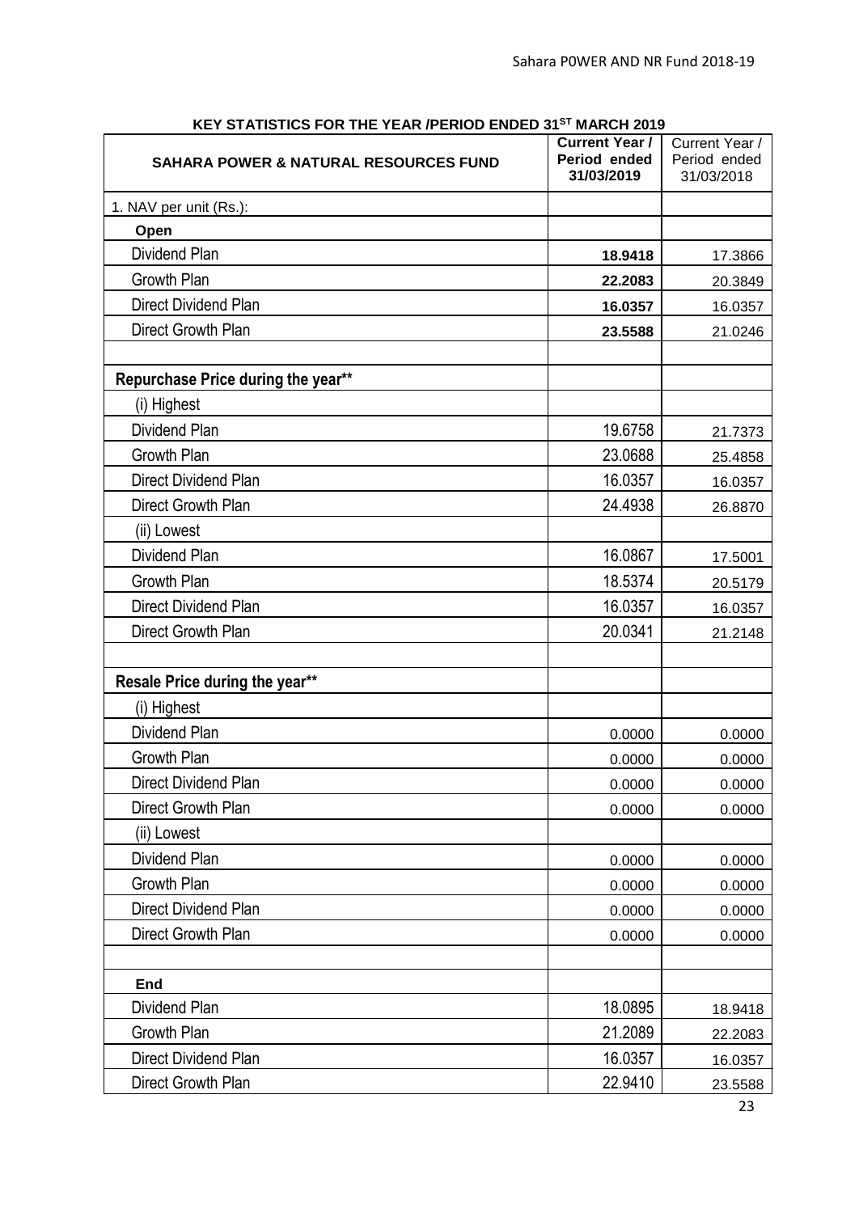## KEY STATISTICS FOR THE YEAR /PERIOD ENDED 31[ST] MARCH 2019

| SAHARA POWER & NATURAL RESOURCES FUND | Current Year / Period ended 31/03/2019 | Current Year / Period ended 31/03/2018 |
|---|---|---|
| 1. NAV per unit (Rs.): | | |
| **Open** | | |
| Dividend Plan | **18.9418** | 17.3866 |
| Growth Plan | **22.2083** | 20.3849 |
| Direct Dividend Plan | **16.0357** | 16.0357 |
| Direct Growth Plan | **23.5588** | 21.0246 |
| | | |
| **Repurchase Price during the year**** | | |
| (i) Highest | | |
| Dividend Plan | 19.6758 | 21.7373 |
| Growth Plan | 23.0688 | 25.4858 |
| Direct Dividend Plan | 16.0357 | 16.0357 |
| Direct Growth Plan | 24.4938 | 26.8870 |
| (ii) Lowest | | |
| Dividend Plan | 16.0867 | 17.5001 |
| Growth Plan | 18.5374 | 20.5179 |
| Direct Dividend Plan | 16.0357 | 16.0357 |
| Direct Growth Plan | 20.0341 | 21.2148 |
| | | |
| **Resale Price during the year**** | | |
| (i) Highest | | |
| Dividend Plan | 0.0000 | 0.0000 |
| Growth Plan | 0.0000 | 0.0000 |
| Direct Dividend Plan | 0.0000 | 0.0000 |
| Direct Growth Plan | 0.0000 | 0.0000 |
| (ii) Lowest | | |
| Dividend Plan | 0.0000 | 0.0000 |
| Growth Plan | 0.0000 | 0.0000 |
| Direct Dividend Plan | 0.0000 | 0.0000 |
| Direct Growth Plan | 0.0000 | 0.0000 |
| | | |
| **End** | | |
| Dividend Plan | 18.0895 | 18.9418 |
| Growth Plan | 21.2089 | 22.2083 |
| Direct Dividend Plan | 16.0357 | 16.0357 |
| Direct Growth Plan | 22.9410 | 23.5588 |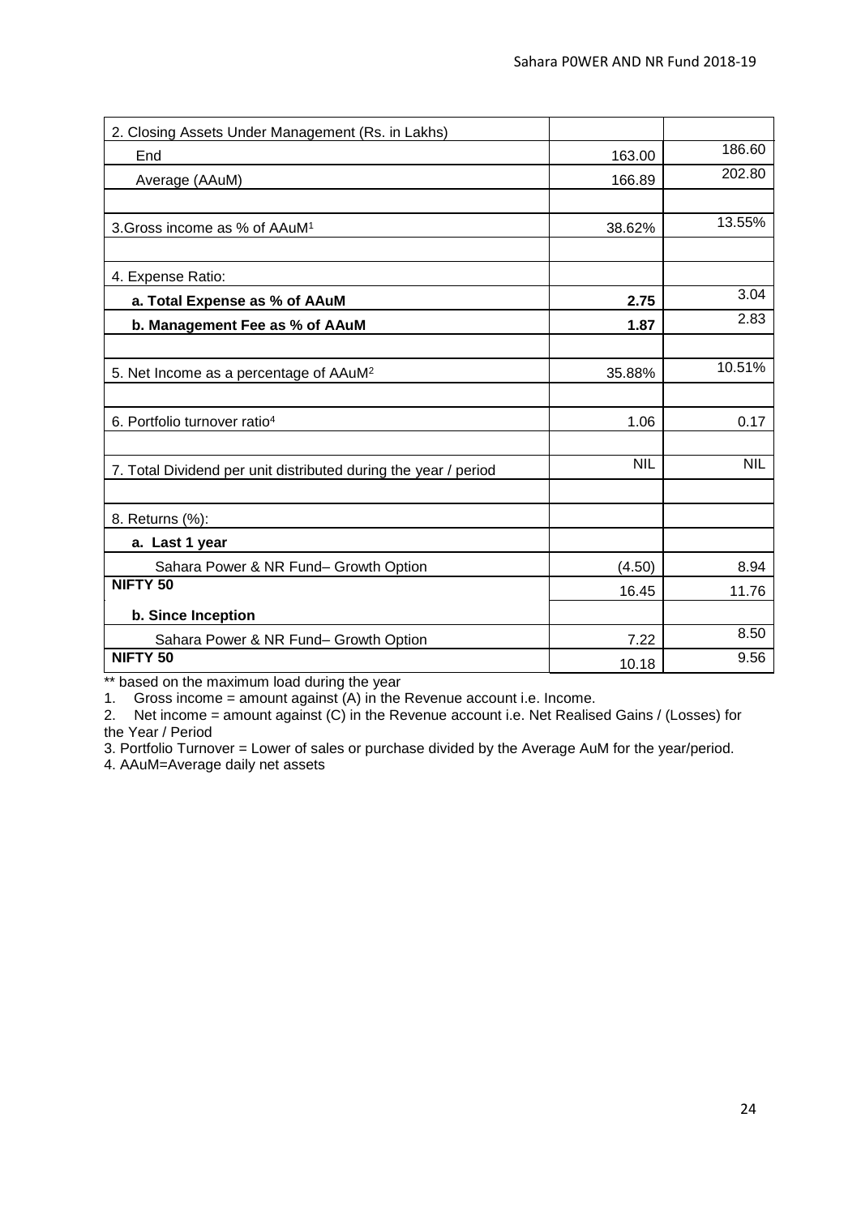| | | |
|---|---|---|
| 2. Closing Assets Under Management (Rs. in Lakhs) | | |
| End | 163.00 | 186.60 |
| Average (AAuM) | 166.89 | 202.80 |
| | | |
| 3.Gross income as % of AAuM[1] | 38.62% | 13.55% |
| | | |
| 4. Expense Ratio: | | |
| **a. Total Expense as % of AAuM** | **2.75** | 3.04 |
| **b. Management Fee as % of AAuM** | **1.87** | 2.83 |
| | | |
| 5. Net Income as a percentage of AAuM[2] | 35.88% | 10.51% |
| | | |
| 6. Portfolio turnover ratio[4] | 1.06 | 0.17 |
| | | |
| 7. Total Dividend per unit distributed during the year / period | NIL | NIL |
| | | |
| 8. Returns (%): | | |
| **a. Last 1 year** | | |
| Sahara Power & NR Fund– Growth Option | (4.50) | 8.94 |
| **NIFTY 50** | 16.45 | 11.76 |
| **b. Since Inception** | | |
| Sahara Power & NR Fund– Growth Option | 7.22 | 8.50 |
| **NIFTY 50** | 10.18 | 9.56 |

** based on the maximum load during the year

1. Gross income = amount against (A) in the Revenue account i.e. Income.
2. Net income = amount against (C) in the Revenue account i.e. Net Realised Gains / (Losses) for the Year / Period
3. Portfolio Turnover = Lower of sales or purchase divided by the Average AuM for the year/period.
4. AAuM=Average daily net assets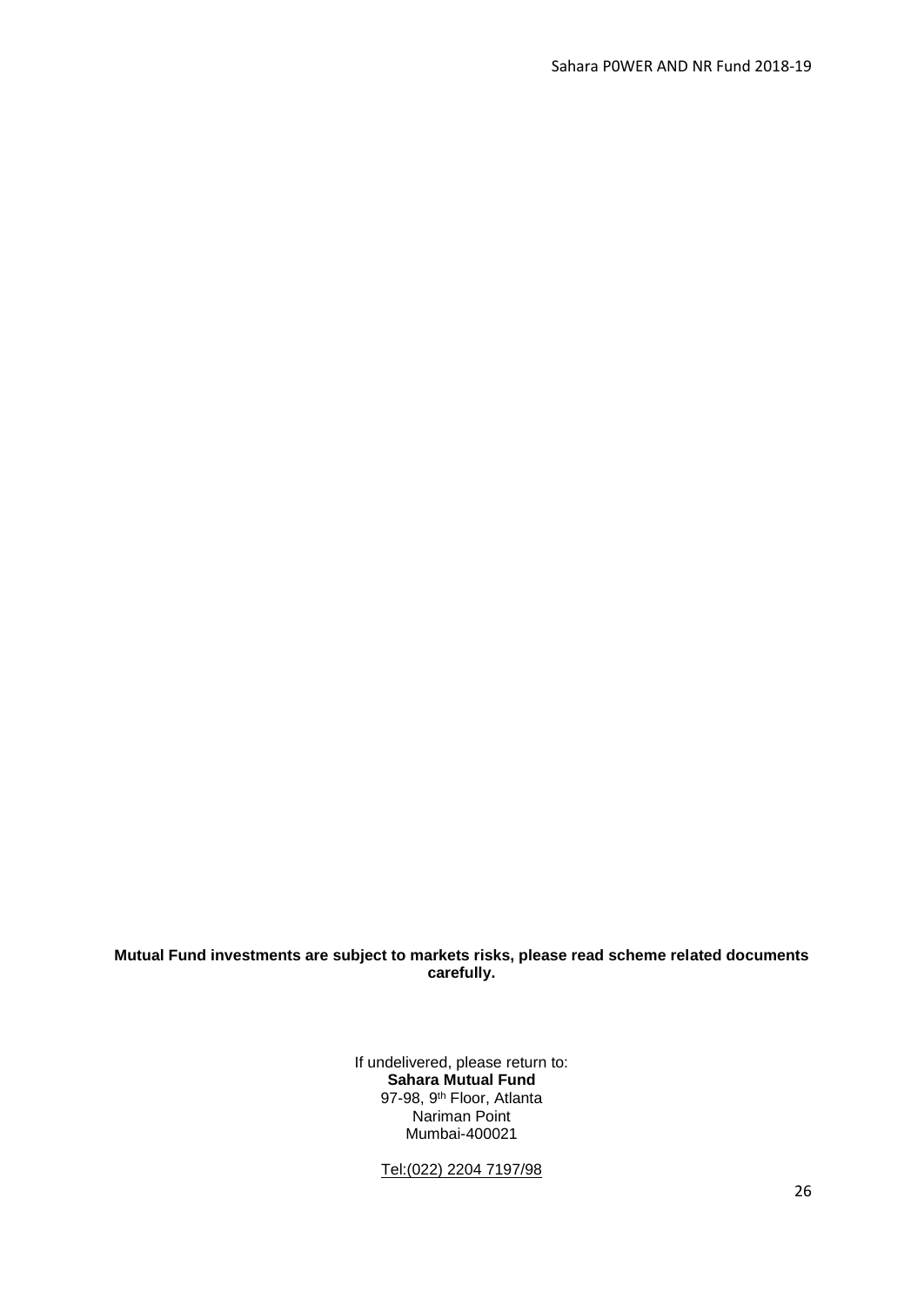**Mutual Fund investments are subject to markets risks, please read scheme related documents carefully.**

If undelivered, please return to:
**Sahara Mutual Fund**
97-98, 9th Floor, Atlanta
Nariman Point
Mumbai-400021

Tel:(022) 2204 7197/98